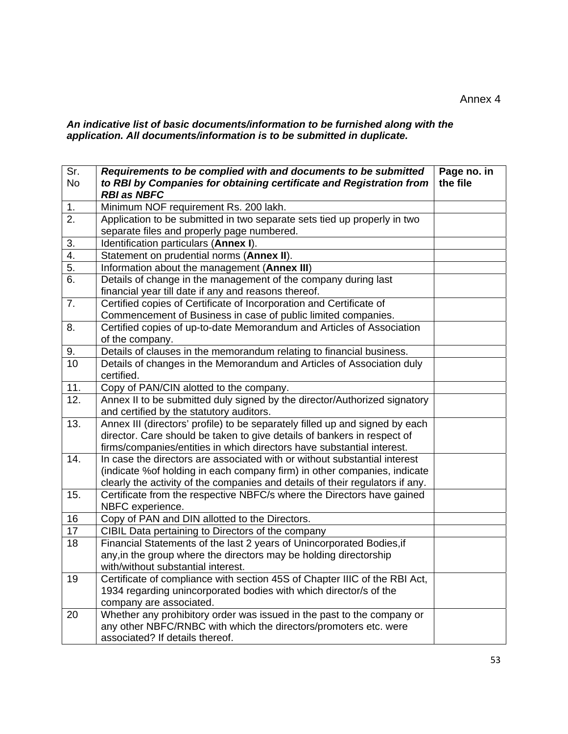Annex 4

***An indicative list of basic documents/information to be furnished along with the application. All documents/information is to be submitted in duplicate.***

| Sr. No | ***Requirements to be complied with and documents to be submitted to RBI by Companies for obtaining certificate and Registration from RBI as NBFC*** | **Page no. in the file** |
|---|---|---|
| 1. | Minimum NOF requirement Rs. 200 lakh. | |
| 2. | Application to be submitted in two separate sets tied up properly in two separate files and properly page numbered. | |
| 3. | Identification particulars (**Annex I**). | |
| 4. | Statement on prudential norms (**Annex II**). | |
| 5. | Information about the management (**Annex III**) | |
| 6. | Details of change in the management of the company during last financial year till date if any and reasons thereof. | |
| 7. | Certified copies of Certificate of Incorporation and Certificate of Commencement of Business in case of public limited companies. | |
| 8. | Certified copies of up-to-date Memorandum and Articles of Association of the company. | |
| 9. | Details of clauses in the memorandum relating to financial business. | |
| 10 | Details of changes in the Memorandum and Articles of Association duly certified. | |
| 11. | Copy of PAN/CIN alotted to the company. | |
| 12. | Annex II to be submitted duly signed by the director/Authorized signatory and certified by the statutory auditors. | |
| 13. | Annex III (directors' profile) to be separately filled up and signed by each director. Care should be taken to give details of bankers in respect of firms/companies/entities in which directors have substantial interest. | |
| 14. | In case the directors are associated with or without substantial interest (indicate %of holding in each company firm) in other companies, indicate clearly the activity of the companies and details of their regulators if any. | |
| 15. | Certificate from the respective NBFC/s where the Directors have gained NBFC experience. | |
| 16 | Copy of PAN and DIN allotted to the Directors. | |
| 17 | CIBIL Data pertaining to Directors of the company | |
| 18 | Financial Statements of the last 2 years of Unincorporated Bodies,if any,in the group where the directors may be holding directorship with/without substantial interest. | |
| 19 | Certificate of compliance with section 45S of Chapter IIIC of the RBI Act, 1934 regarding unincorporated bodies with which director/s of the company are associated. | |
| 20 | Whether any prohibitory order was issued in the past to the company or any other NBFC/RNBC with which the directors/promoters etc. were associated? If details thereof. | |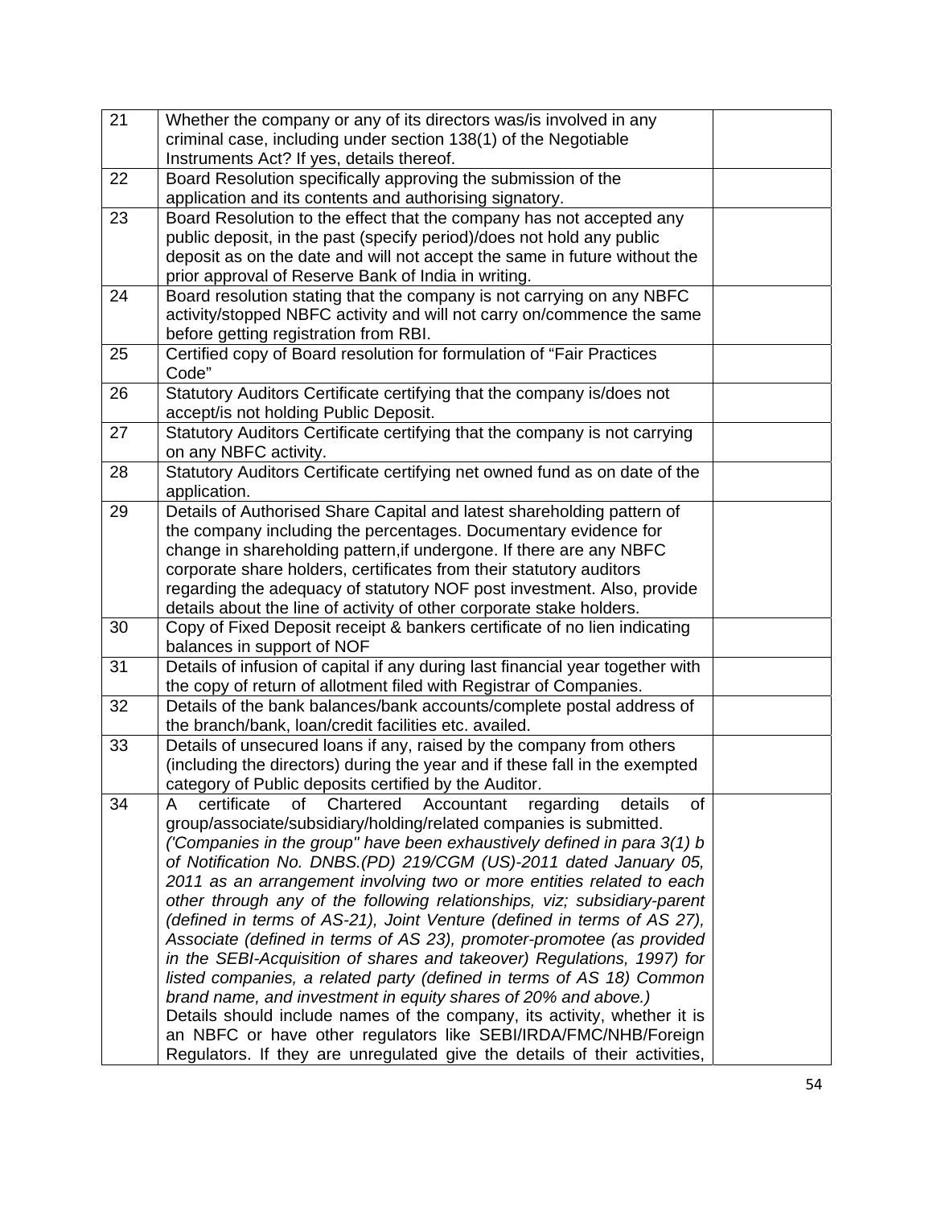| | | |
|---|---|---|
| 21 | Whether the company or any of its directors was/is involved in any criminal case, including under section 138(1) of the Negotiable Instruments Act? If yes, details thereof. | |
| 22 | Board Resolution specifically approving the submission of the application and its contents and authorising signatory. | |
| 23 | Board Resolution to the effect that the company has not accepted any public deposit, in the past (specify period)/does not hold any public deposit as on the date and will not accept the same in future without the prior approval of Reserve Bank of India in writing. | |
| 24 | Board resolution stating that the company is not carrying on any NBFC activity/stopped NBFC activity and will not carry on/commence the same before getting registration from RBI. | |
| 25 | Certified copy of Board resolution for formulation of "Fair Practices Code" | |
| 26 | Statutory Auditors Certificate certifying that the company is/does not accept/is not holding Public Deposit. | |
| 27 | Statutory Auditors Certificate certifying that the company is not carrying on any NBFC activity. | |
| 28 | Statutory Auditors Certificate certifying net owned fund as on date of the application. | |
| 29 | Details of Authorised Share Capital and latest shareholding pattern of the company including the percentages. Documentary evidence for change in shareholding pattern,if undergone. If there are any NBFC corporate share holders, certificates from their statutory auditors regarding the adequacy of statutory NOF post investment. Also, provide details about the line of activity of other corporate stake holders. | |
| 30 | Copy of Fixed Deposit receipt & bankers certificate of no lien indicating balances in support of NOF | |
| 31 | Details of infusion of capital if any during last financial year together with the copy of return of allotment filed with Registrar of Companies. | |
| 32 | Details of the bank balances/bank accounts/complete postal address of the branch/bank, loan/credit facilities etc. availed. | |
| 33 | Details of unsecured loans if any, raised by the company from others (including the directors) during the year and if these fall in the exempted category of Public deposits certified by the Auditor. | |
| 34 | A certificate of Chartered Accountant regarding details of group/associate/subsidiary/holding/related companies is submitted. *('Companies in the group" have been exhaustively defined in para 3(1) b of Notification No. DNBS.(PD) 219/CGM (US)-2011 dated January 05, 2011 as an arrangement involving two or more entities related to each other through any of the following relationships, viz; subsidiary-parent (defined in terms of AS-21), Joint Venture (defined in terms of AS 27), Associate (defined in terms of AS 23), promoter-promotee (as provided in the SEBI-Acquisition of shares and takeover) Regulations, 1997) for listed companies, a related party (defined in terms of AS 18) Common brand name, and investment in equity shares of 20% and above.)* Details should include names of the company, its activity, whether it is an NBFC or have other regulators like SEBI/IRDA/FMC/NHB/Foreign Regulators. If they are unregulated give the details of their activities, | |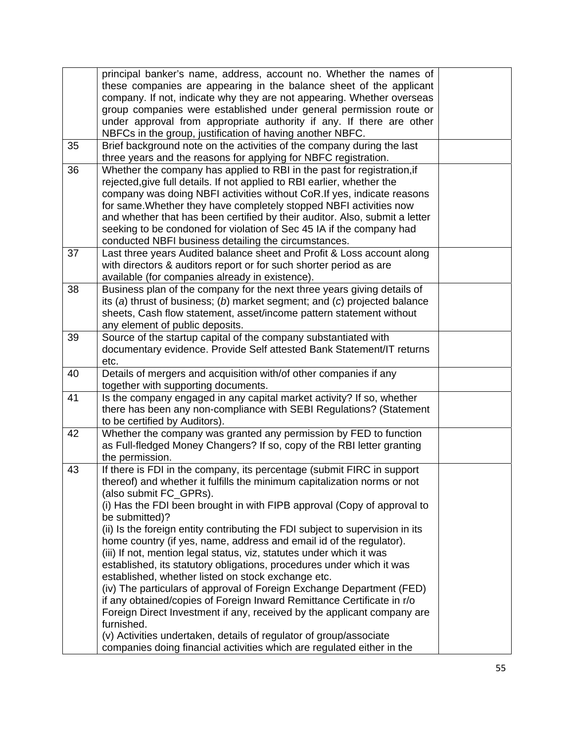|  |  |  |
|---|---|---|
|  | principal banker's name, address, account no. Whether the names of these companies are appearing in the balance sheet of the applicant company. If not, indicate why they are not appearing. Whether overseas group companies were established under general permission route or under approval from appropriate authority if any. If there are other NBFCs in the group, justification of having another NBFC. |  |
| 35 | Brief background note on the activities of the company during the last three years and the reasons for applying for NBFC registration. |  |
| 36 | Whether the company has applied to RBI in the past for registration,if rejected,give full details. If not applied to RBI earlier, whether the company was doing NBFI activities without CoR.If yes, indicate reasons for same.Whether they have completely stopped NBFI activities now and whether that has been certified by their auditor. Also, submit a letter seeking to be condoned for violation of Sec 45 IA if the company had conducted NBFI business detailing the circumstances. |  |
| 37 | Last three years Audited balance sheet and Profit & Loss account along with directors & auditors report or for such shorter period as are available (for companies already in existence). |  |
| 38 | Business plan of the company for the next three years giving details of its (*a*) thrust of business; (*b*) market segment; and (*c*) projected balance sheets, Cash flow statement, asset/income pattern statement without any element of public deposits. |  |
| 39 | Source of the startup capital of the company substantiated with documentary evidence. Provide Self attested Bank Statement/IT returns etc. |  |
| 40 | Details of mergers and acquisition with/of other companies if any together with supporting documents. |  |
| 41 | Is the company engaged in any capital market activity? If so, whether there has been any non-compliance with SEBI Regulations? (Statement to be certified by Auditors). |  |
| 42 | Whether the company was granted any permission by FED to function as Full-fledged Money Changers? If so, copy of the RBI letter granting the permission. |  |
| 43 | If there is FDI in the company, its percentage (submit FIRC in support thereof) and whether it fulfills the minimum capitalization norms or not (also submit FC_GPRs).<br>(i) Has the FDI been brought in with FIPB approval (Copy of approval to be submitted)?<br>(ii) Is the foreign entity contributing the FDI subject to supervision in its home country (if yes, name, address and email id of the regulator).<br>(iii) If not, mention legal status, viz, statutes under which it was established, its statutory obligations, procedures under which it was established, whether listed on stock exchange etc.<br>(iv) The particulars of approval of Foreign Exchange Department (FED) if any obtained/copies of Foreign Inward Remittance Certificate in r/o Foreign Direct Investment if any, received by the applicant company are furnished.<br>(v) Activities undertaken, details of regulator of group/associate companies doing financial activities which are regulated either in the |  |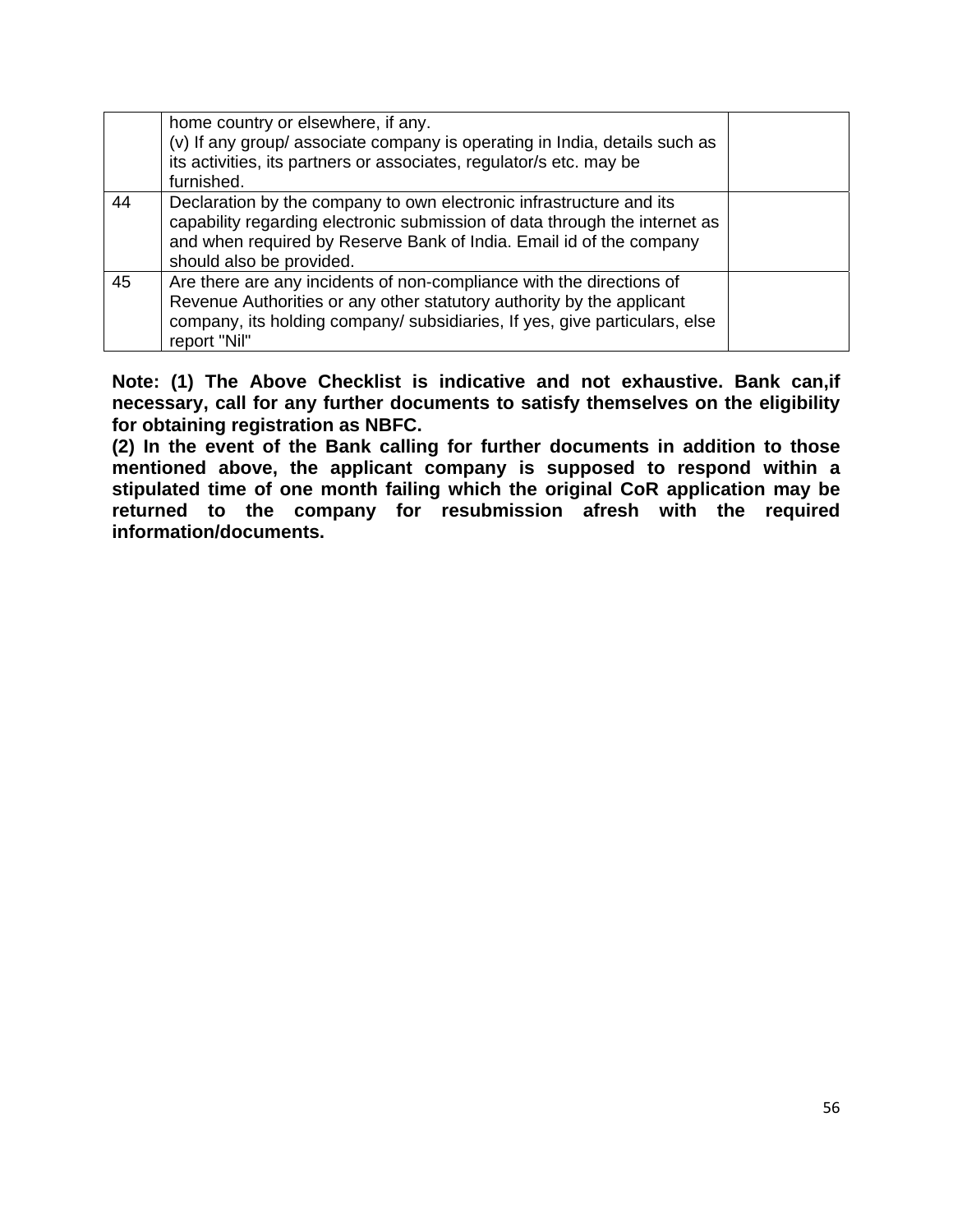| | | |
|---|---|---|
| | home country or elsewhere, if any.<br>(v) If any group/ associate company is operating in India, details such as its activities, its partners or associates, regulator/s etc. may be furnished. | |
| 44 | Declaration by the company to own electronic infrastructure and its capability regarding electronic submission of data through the internet as and when required by Reserve Bank of India. Email id of the company should also be provided. | |
| 45 | Are there are any incidents of non-compliance with the directions of Revenue Authorities or any other statutory authority by the applicant company, its holding company/ subsidiaries, If yes, give particulars, else report "Nil" | |

**Note: (1) The Above Checklist is indicative and not exhaustive. Bank can,if necessary, call for any further documents to satisfy themselves on the eligibility for obtaining registration as NBFC.**

**(2) In the event of the Bank calling for further documents in addition to those mentioned above, the applicant company is supposed to respond within a stipulated time of one month failing which the original CoR application may be returned to the company for resubmission afresh with the required information/documents.**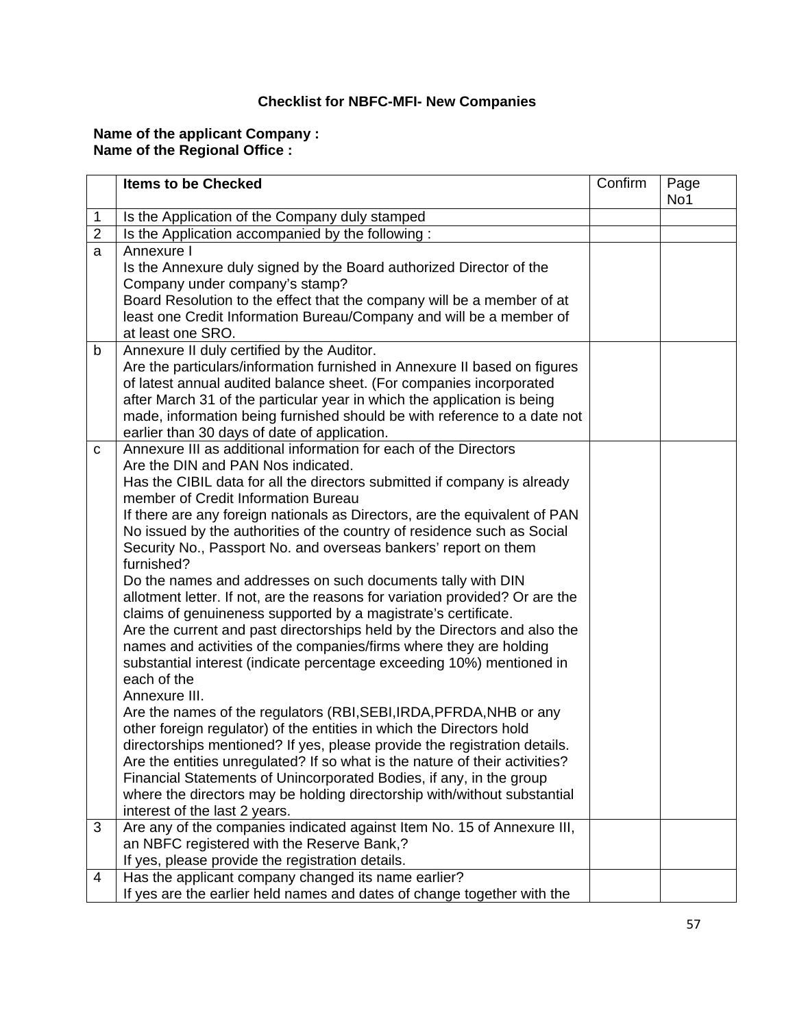**Checklist for NBFC-MFI- New Companies**

**Name of the applicant Company :**
**Name of the Regional Office :**

| | **Items to be Checked** | Confirm | Page No1 |
|---|---|---|---|
| 1 | Is the Application of the Company duly stamped | | |
| 2 | Is the Application accompanied by the following : | | |
| a | Annexure I<br>Is the Annexure duly signed by the Board authorized Director of the Company under company's stamp?<br>Board Resolution to the effect that the company will be a member of at least one Credit Information Bureau/Company and will be a member of at least one SRO. | | |
| b | Annexure II duly certified by the Auditor.<br>Are the particulars/information furnished in Annexure II based on figures of latest annual audited balance sheet. (For companies incorporated after March 31 of the particular year in which the application is being made, information being furnished should be with reference to a date not earlier than 30 days of date of application. | | |
| c | Annexure III as additional information for each of the Directors<br>Are the DIN and PAN Nos indicated.<br>Has the CIBIL data for all the directors submitted if company is already member of Credit Information Bureau<br>If there are any foreign nationals as Directors, are the equivalent of PAN No issued by the authorities of the country of residence such as Social Security No., Passport No. and overseas bankers' report on them furnished?<br>Do the names and addresses on such documents tally with DIN allotment letter. If not, are the reasons for variation provided? Or are the claims of genuineness supported by a magistrate's certificate.<br>Are the current and past directorships held by the Directors and also the names and activities of the companies/firms where they are holding substantial interest (indicate percentage exceeding 10%) mentioned in each of the<br>Annexure III.<br>Are the names of the regulators (RBI,SEBI,IRDA,PFRDA,NHB or any other foreign regulator) of the entities in which the Directors hold directorships mentioned? If yes, please provide the registration details.<br>Are the entities unregulated? If so what is the nature of their activities?<br>Financial Statements of Unincorporated Bodies, if any, in the group where the directors may be holding directorship with/without substantial interest of the last 2 years. | | |
| 3 | Are any of the companies indicated against Item No. 15 of Annexure III, an NBFC registered with the Reserve Bank,?<br>If yes, please provide the registration details. | | |
| 4 | Has the applicant company changed its name earlier?<br>If yes are the earlier held names and dates of change together with the | | |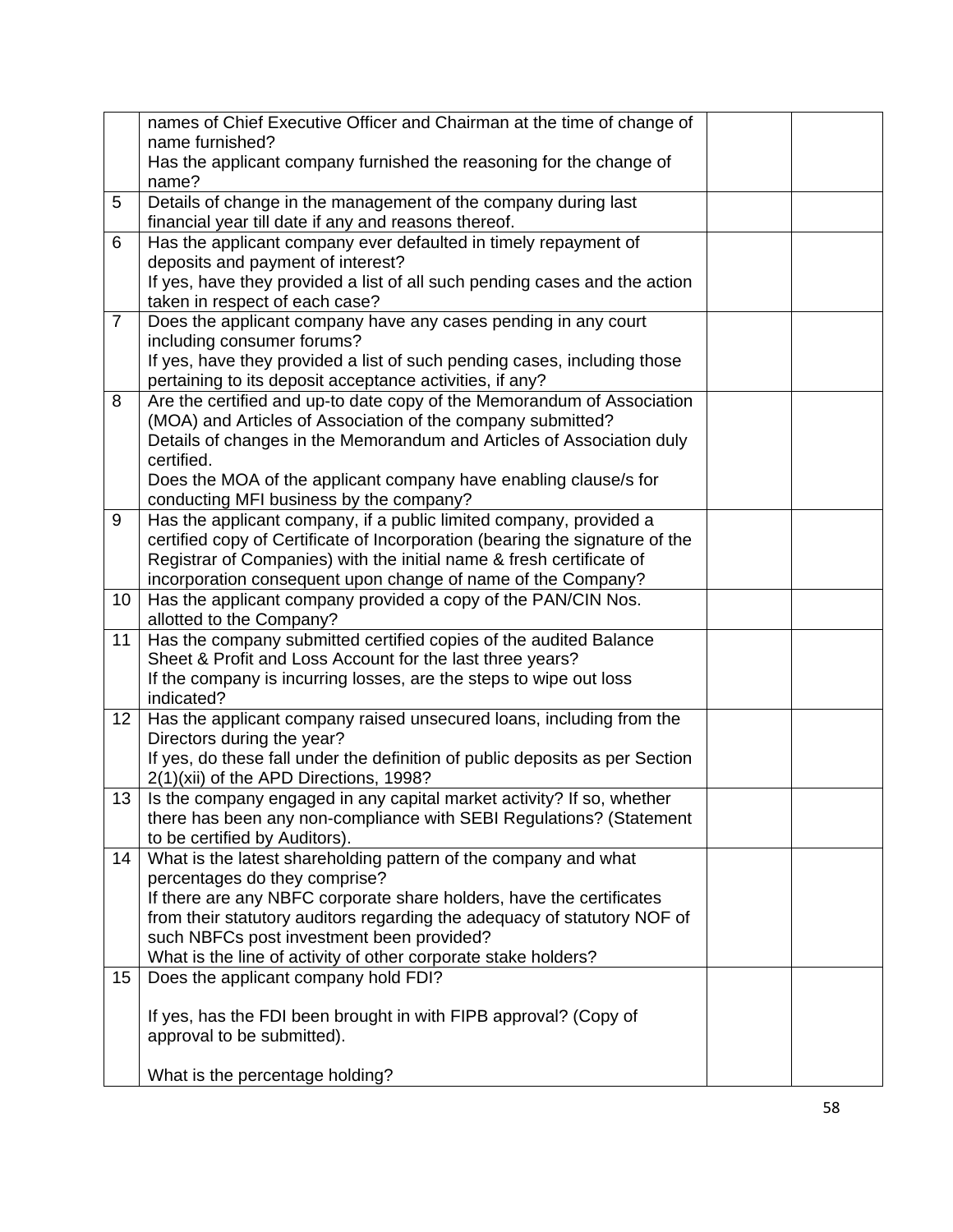| | | | |
|---|---|---|---|
| | names of Chief Executive Officer and Chairman at the time of change of name furnished?<br>Has the applicant company furnished the reasoning for the change of name? | | |
| 5 | Details of change in the management of the company during last financial year till date if any and reasons thereof. | | |
| 6 | Has the applicant company ever defaulted in timely repayment of deposits and payment of interest?<br>If yes, have they provided a list of all such pending cases and the action taken in respect of each case? | | |
| 7 | Does the applicant company have any cases pending in any court including consumer forums?<br>If yes, have they provided a list of such pending cases, including those pertaining to its deposit acceptance activities, if any? | | |
| 8 | Are the certified and up-to date copy of the Memorandum of Association (MOA) and Articles of Association of the company submitted?<br>Details of changes in the Memorandum and Articles of Association duly certified.<br>Does the MOA of the applicant company have enabling clause/s for conducting MFI business by the company? | | |
| 9 | Has the applicant company, if a public limited company, provided a certified copy of Certificate of Incorporation (bearing the signature of the Registrar of Companies) with the initial name & fresh certificate of incorporation consequent upon change of name of the Company? | | |
| 10 | Has the applicant company provided a copy of the PAN/CIN Nos. allotted to the Company? | | |
| 11 | Has the company submitted certified copies of the audited Balance Sheet & Profit and Loss Account for the last three years?<br>If the company is incurring losses, are the steps to wipe out loss indicated? | | |
| 12 | Has the applicant company raised unsecured loans, including from the Directors during the year?<br>If yes, do these fall under the definition of public deposits as per Section 2(1)(xii) of the APD Directions, 1998? | | |
| 13 | Is the company engaged in any capital market activity? If so, whether there has been any non-compliance with SEBI Regulations? (Statement to be certified by Auditors). | | |
| 14 | What is the latest shareholding pattern of the company and what percentages do they comprise?<br>If there are any NBFC corporate share holders, have the certificates from their statutory auditors regarding the adequacy of statutory NOF of such NBFCs post investment been provided?<br>What is the line of activity of other corporate stake holders? | | |
| 15 | Does the applicant company hold FDI?<br><br>If yes, has the FDI been brought in with FIPB approval? (Copy of approval to be submitted).<br><br>What is the percentage holding? | | |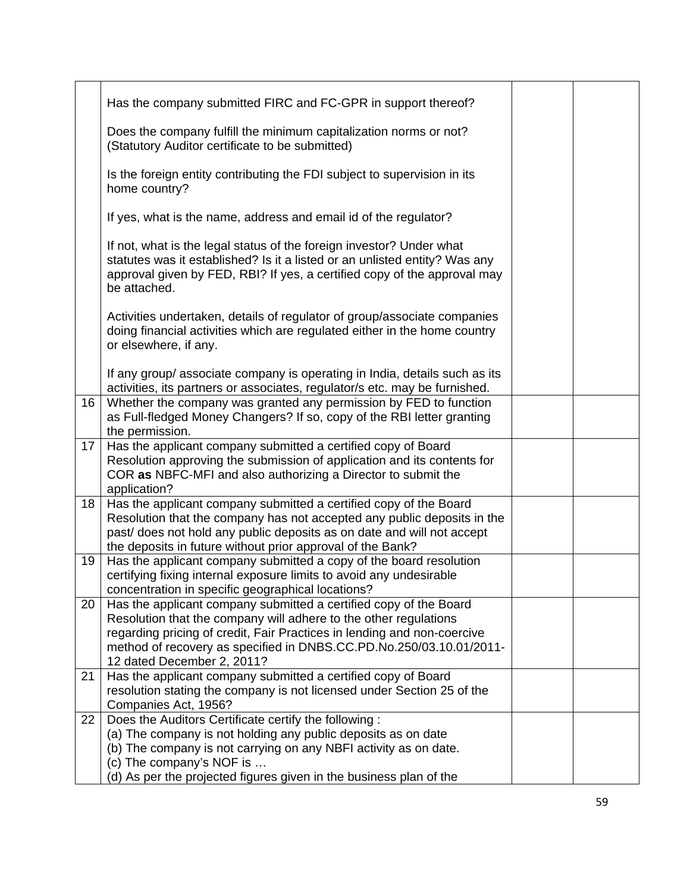| | | | |
|---|---|---|---|
| | Has the company submitted FIRC and FC-GPR in support thereof?<br><br>Does the company fulfill the minimum capitalization norms or not? (Statutory Auditor certificate to be submitted)<br><br>Is the foreign entity contributing the FDI subject to supervision in its home country?<br><br>If yes, what is the name, address and email id of the regulator?<br><br>If not, what is the legal status of the foreign investor? Under what statutes was it established? Is it a listed or an unlisted entity? Was any approval given by FED, RBI? If yes, a certified copy of the approval may be attached.<br><br>Activities undertaken, details of regulator of group/associate companies doing financial activities which are regulated either in the home country or elsewhere, if any.<br><br>If any group/ associate company is operating in India, details such as its activities, its partners or associates, regulator/s etc. may be furnished. | | |
| 16 | Whether the company was granted any permission by FED to function as Full-fledged Money Changers? If so, copy of the RBI letter granting the permission. | | |
| 17 | Has the applicant company submitted a certified copy of Board Resolution approving the submission of application and its contents for COR **as** NBFC-MFI and also authorizing a Director to submit the application? | | |
| 18 | Has the applicant company submitted a certified copy of the Board Resolution that the company has not accepted any public deposits in the past/ does not hold any public deposits as on date and will not accept the deposits in future without prior approval of the Bank? | | |
| 19 | Has the applicant company submitted a copy of the board resolution certifying fixing internal exposure limits to avoid any undesirable concentration in specific geographical locations? | | |
| 20 | Has the applicant company submitted a certified copy of the Board Resolution that the company will adhere to the other regulations regarding pricing of credit, Fair Practices in lending and non-coercive method of recovery as specified in DNBS.CC.PD.No.250/03.10.01/2011-12 dated December 2, 2011? | | |
| 21 | Has the applicant company submitted a certified copy of Board resolution stating the company is not licensed under Section 25 of the Companies Act, 1956? | | |
| 22 | Does the Auditors Certificate certify the following :<br>(a) The company is not holding any public deposits as on date<br>(b) The company is not carrying on any NBFI activity as on date.<br>(c) The company's NOF is …<br>(d) As per the projected figures given in the business plan of the | | |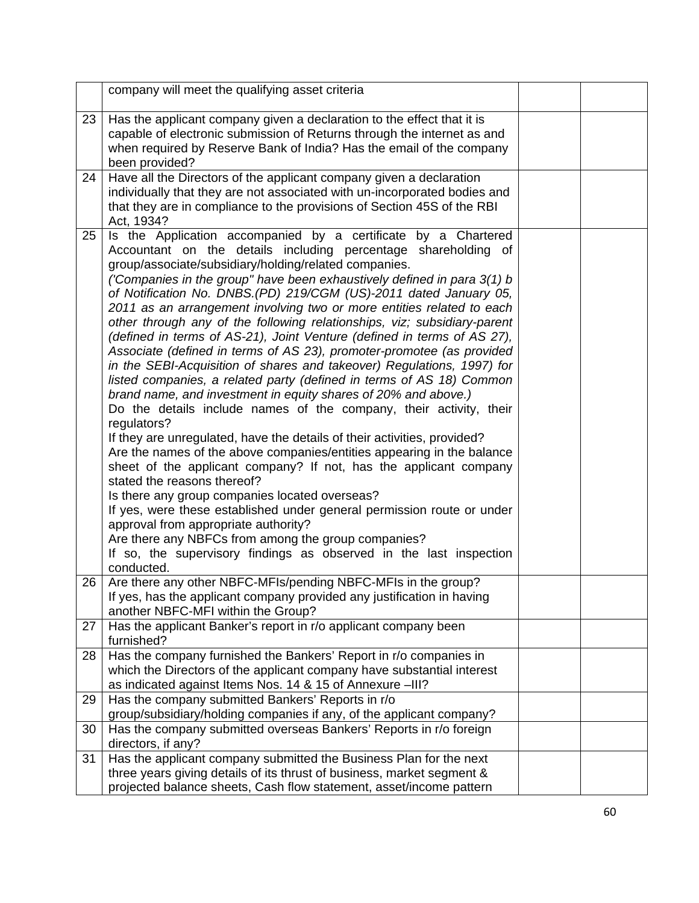|  |  |  |  |
|---|---|---|---|
|  | company will meet the qualifying asset criteria |  |  |
| 23 | Has the applicant company given a declaration to the effect that it is capable of electronic submission of Returns through the internet as and when required by Reserve Bank of India? Has the email of the company been provided? |  |  |
| 24 | Have all the Directors of the applicant company given a declaration individually that they are not associated with un-incorporated bodies and that they are in compliance to the provisions of Section 45S of the RBI Act, 1934? |  |  |
| 25 | Is the Application accompanied by a certificate by a Chartered Accountant on the details including percentage shareholding of group/associate/subsidiary/holding/related companies.<br>*('Companies in the group" have been exhaustively defined in para 3(1) b of Notification No. DNBS.(PD) 219/CGM (US)-2011 dated January 05, 2011 as an arrangement involving two or more entities related to each other through any of the following relationships, viz; subsidiary-parent (defined in terms of AS-21), Joint Venture (defined in terms of AS 27), Associate (defined in terms of AS 23), promoter-promotee (as provided in the SEBI-Acquisition of shares and takeover) Regulations, 1997) for listed companies, a related party (defined in terms of AS 18) Common brand name, and investment in equity shares of 20% and above.)*<br>Do the details include names of the company, their activity, their regulators?<br>If they are unregulated, have the details of their activities, provided?<br>Are the names of the above companies/entities appearing in the balance sheet of the applicant company? If not, has the applicant company stated the reasons thereof?<br>Is there any group companies located overseas?<br>If yes, were these established under general permission route or under approval from appropriate authority?<br>Are there any NBFCs from among the group companies?<br>If so, the supervisory findings as observed in the last inspection conducted. |  |  |
| 26 | Are there any other NBFC-MFIs/pending NBFC-MFIs in the group?<br>If yes, has the applicant company provided any justification in having another NBFC-MFI within the Group? |  |  |
| 27 | Has the applicant Banker's report in r/o applicant company been furnished? |  |  |
| 28 | Has the company furnished the Bankers' Report in r/o companies in which the Directors of the applicant company have substantial interest as indicated against Items Nos. 14 & 15 of Annexure –III? |  |  |
| 29 | Has the company submitted Bankers' Reports in r/o group/subsidiary/holding companies if any, of the applicant company? |  |  |
| 30 | Has the company submitted overseas Bankers' Reports in r/o foreign directors, if any? |  |  |
| 31 | Has the applicant company submitted the Business Plan for the next three years giving details of its thrust of business, market segment & projected balance sheets, Cash flow statement, asset/income pattern |  |  |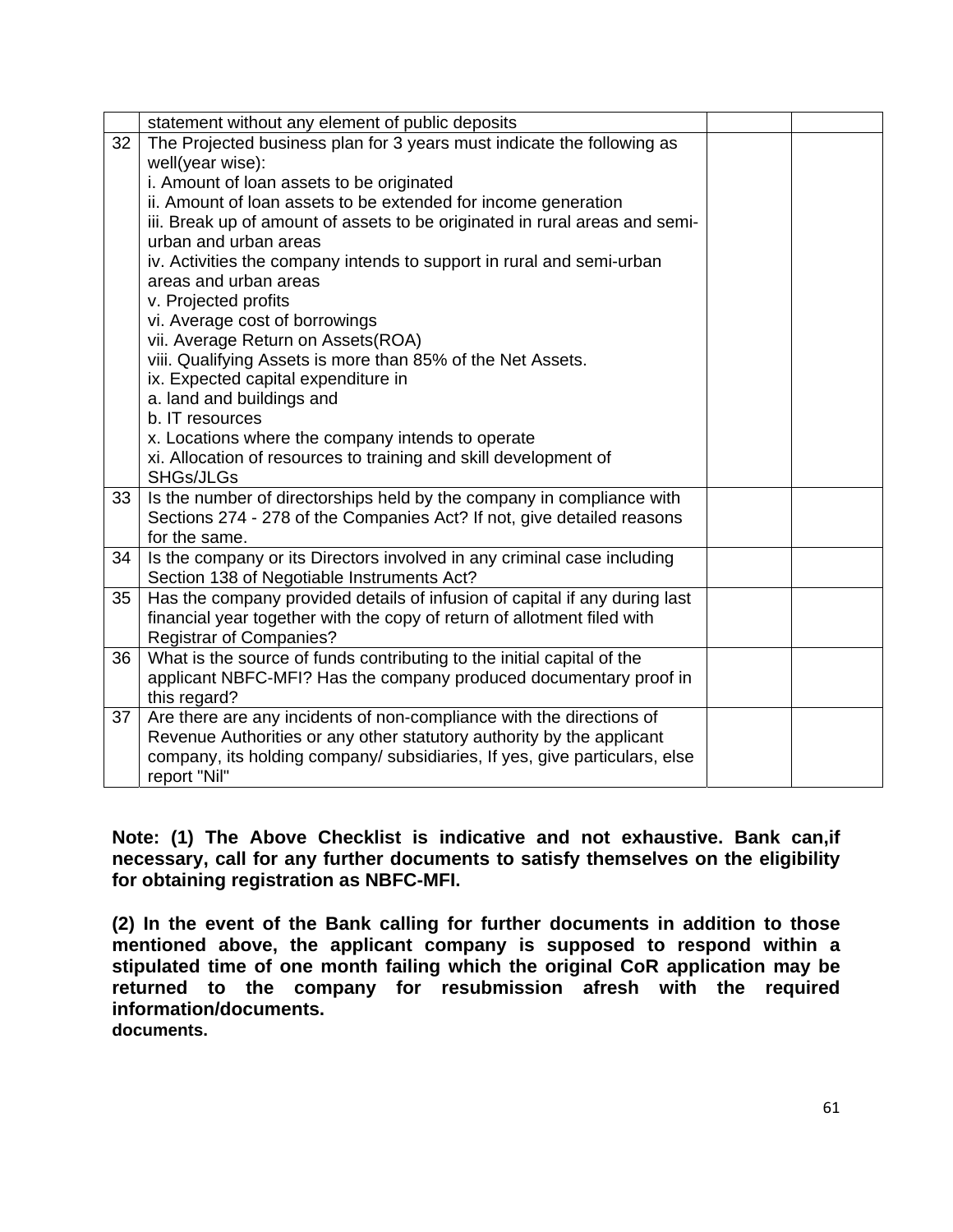| | | | |
|---|---|---|---|
| | statement without any element of public deposits | | |
| 32 | The Projected business plan for 3 years must indicate the following as well(year wise):<br>i. Amount of loan assets to be originated<br>ii. Amount of loan assets to be extended for income generation<br>iii. Break up of amount of assets to be originated in rural areas and semi-urban and urban areas<br>iv. Activities the company intends to support in rural and semi-urban areas and urban areas<br>v. Projected profits<br>vi. Average cost of borrowings<br>vii. Average Return on Assets(ROA)<br>viii. Qualifying Assets is more than 85% of the Net Assets.<br>ix. Expected capital expenditure in<br>a. land and buildings and<br>b. IT resources<br>x. Locations where the company intends to operate<br>xi. Allocation of resources to training and skill development of SHGs/JLGs | | |
| 33 | Is the number of directorships held by the company in compliance with Sections 274 - 278 of the Companies Act? If not, give detailed reasons for the same. | | |
| 34 | Is the company or its Directors involved in any criminal case including Section 138 of Negotiable Instruments Act? | | |
| 35 | Has the company provided details of infusion of capital if any during last financial year together with the copy of return of allotment filed with Registrar of Companies? | | |
| 36 | What is the source of funds contributing to the initial capital of the applicant NBFC-MFI? Has the company produced documentary proof in this regard? | | |
| 37 | Are there are any incidents of non-compliance with the directions of Revenue Authorities or any other statutory authority by the applicant company, its holding company/ subsidiaries, If yes, give particulars, else report "Nil" | | |

**Note: (1) The Above Checklist is indicative and not exhaustive. Bank can,if necessary, call for any further documents to satisfy themselves on the eligibility for obtaining registration as NBFC-MFI.**

**(2) In the event of the Bank calling for further documents in addition to those mentioned above, the applicant company is supposed to respond within a stipulated time of one month failing which the original CoR application may be returned to the company for resubmission afresh with the required information/documents.**
**documents.**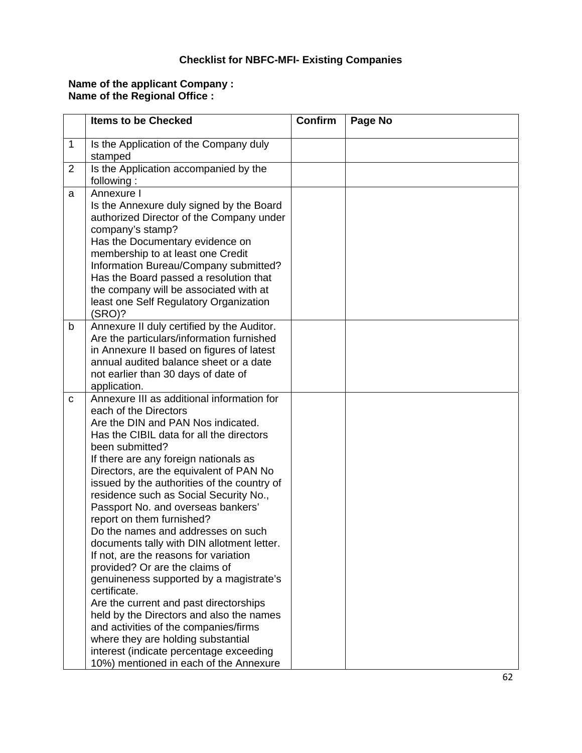## Checklist for NBFC-MFI- Existing Companies

**Name of the applicant Company :**
**Name of the Regional Office :**

| | Items to be Checked | Confirm | Page No |
|---|---|---|---|
| 1 | Is the Application of the Company duly stamped | | |
| 2 | Is the Application accompanied by the following : | | |
| a | Annexure I<br>Is the Annexure duly signed by the Board authorized Director of the Company under company's stamp?<br>Has the Documentary evidence on membership to at least one Credit Information Bureau/Company submitted?<br>Has the Board passed a resolution that the company will be associated with at least one Self Regulatory Organization (SRO)? | | |
| b | Annexure II duly certified by the Auditor.<br>Are the particulars/information furnished in Annexure II based on figures of latest annual audited balance sheet or a date not earlier than 30 days of date of application. | | |
| c | Annexure III as additional information for each of the Directors<br>Are the DIN and PAN Nos indicated.<br>Has the CIBIL data for all the directors been submitted?<br>If there are any foreign nationals as Directors, are the equivalent of PAN No issued by the authorities of the country of residence such as Social Security No., Passport No. and overseas bankers' report on them furnished?<br>Do the names and addresses on such documents tally with DIN allotment letter. If not, are the reasons for variation provided? Or are the claims of genuineness supported by a magistrate's certificate.<br>Are the current and past directorships held by the Directors and also the names and activities of the companies/firms where they are holding substantial interest (indicate percentage exceeding 10%) mentioned in each of the Annexure | | |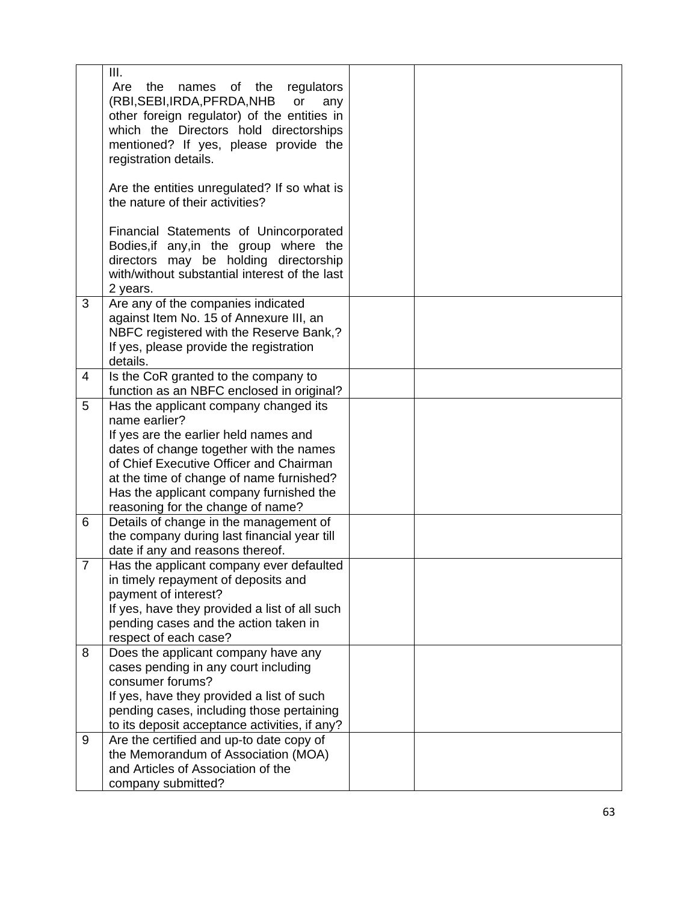| | | | |
|---|---|---|---|
| | III.<br>Are the names of the regulators (RBI,SEBI,IRDA,PFRDA,NHB or any other foreign regulator) of the entities in which the Directors hold directorships mentioned? If yes, please provide the registration details.<br><br>Are the entities unregulated? If so what is the nature of their activities?<br><br>Financial Statements of Unincorporated Bodies,if any,in the group where the directors may be holding directorship with/without substantial interest of the last 2 years. | | |
| 3 | Are any of the companies indicated against Item No. 15 of Annexure III, an NBFC registered with the Reserve Bank,? If yes, please provide the registration details. | | |
| 4 | Is the CoR granted to the company to function as an NBFC enclosed in original? | | |
| 5 | Has the applicant company changed its name earlier?<br>If yes are the earlier held names and dates of change together with the names of Chief Executive Officer and Chairman at the time of change of name furnished?<br>Has the applicant company furnished the reasoning for the change of name? | | |
| 6 | Details of change in the management of the company during last financial year till date if any and reasons thereof. | | |
| 7 | Has the applicant company ever defaulted in timely repayment of deposits and payment of interest?<br>If yes, have they provided a list of all such pending cases and the action taken in respect of each case? | | |
| 8 | Does the applicant company have any cases pending in any court including consumer forums?<br>If yes, have they provided a list of such pending cases, including those pertaining to its deposit acceptance activities, if any? | | |
| 9 | Are the certified and up-to date copy of the Memorandum of Association (MOA) and Articles of Association of the company submitted? | | |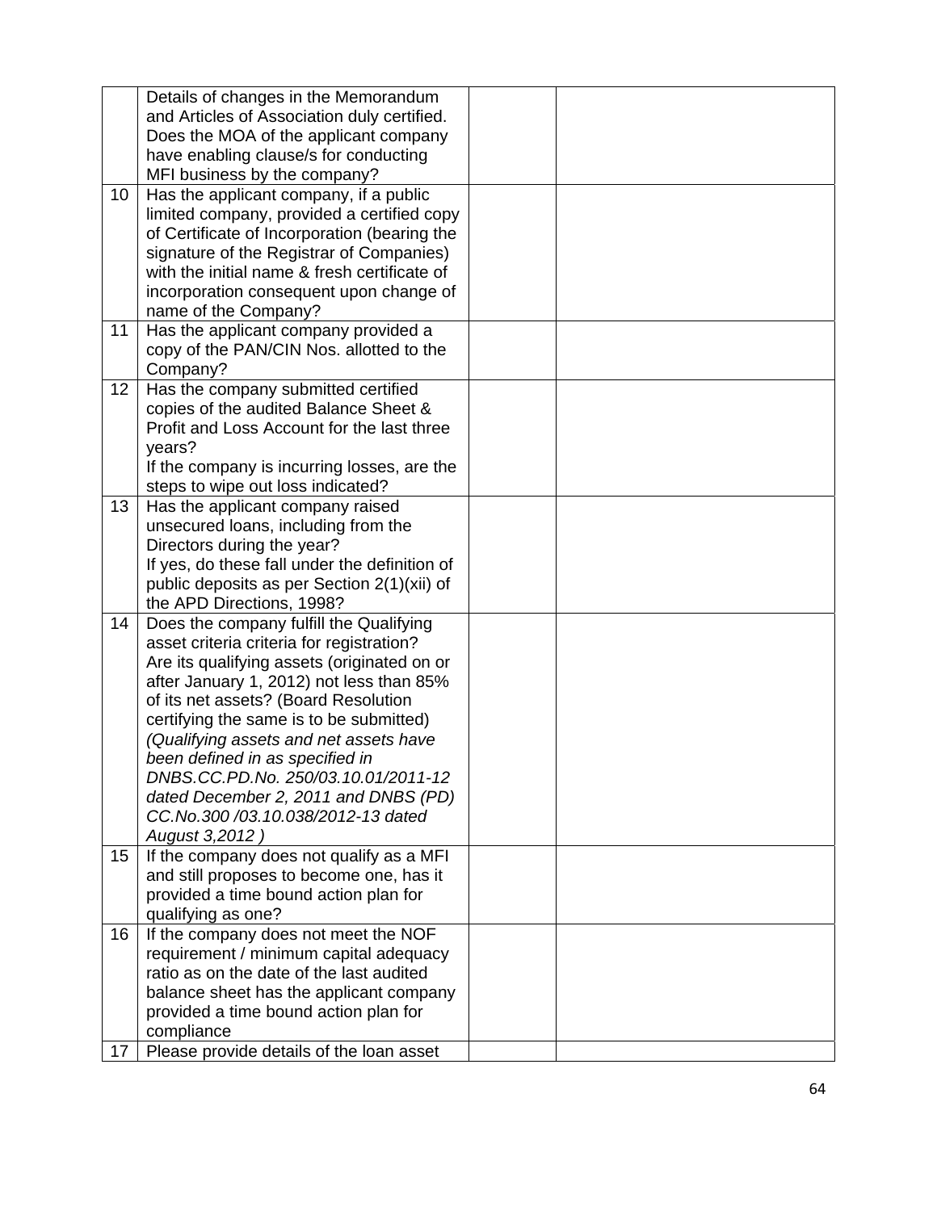| | | | |
|---|---|---|---|
| | Details of changes in the Memorandum and Articles of Association duly certified. Does the MOA of the applicant company have enabling clause/s for conducting MFI business by the company? | | |
| 10 | Has the applicant company, if a public limited company, provided a certified copy of Certificate of Incorporation (bearing the signature of the Registrar of Companies) with the initial name & fresh certificate of incorporation consequent upon change of name of the Company? | | |
| 11 | Has the applicant company provided a copy of the PAN/CIN Nos. allotted to the Company? | | |
| 12 | Has the company submitted certified copies of the audited Balance Sheet & Profit and Loss Account for the last three years?<br>If the company is incurring losses, are the steps to wipe out loss indicated? | | |
| 13 | Has the applicant company raised unsecured loans, including from the Directors during the year?<br>If yes, do these fall under the definition of public deposits as per Section 2(1)(xii) of the APD Directions, 1998? | | |
| 14 | Does the company fulfill the Qualifying asset criteria criteria for registration?<br>Are its qualifying assets (originated on or after January 1, 2012) not less than 85% of its net assets? (Board Resolution certifying the same is to be submitted)<br>*(Qualifying assets and net assets have been defined in as specified in DNBS.CC.PD.No. 250/03.10.01/2011-12 dated December 2, 2011 and DNBS (PD) CC.No.300 /03.10.038/2012-13 dated August 3,2012 )* | | |
| 15 | If the company does not qualify as a MFI and still proposes to become one, has it provided a time bound action plan for qualifying as one? | | |
| 16 | If the company does not meet the NOF requirement / minimum capital adequacy ratio as on the date of the last audited balance sheet has the applicant company provided a time bound action plan for compliance | | |
| 17 | Please provide details of the loan asset | | |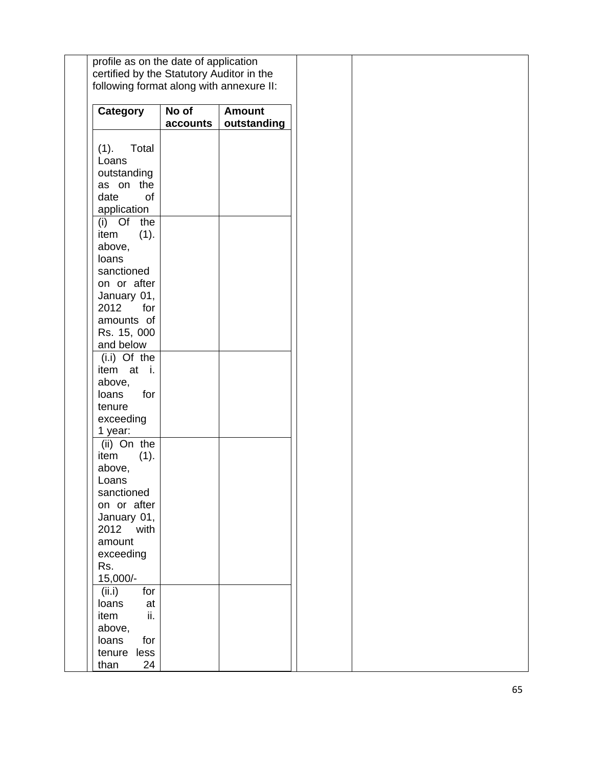profile as on the date of application certified by the Statutory Auditor in the following format along with annexure II:

| Category | No of accounts | Amount outstanding |
|---|---|---|
| (1). Total Loans outstanding as on the date of application | | |
| (i) Of the item (1). above, loans sanctioned on or after January 01, 2012 for amounts of Rs. 15, 000 and below | | |
| (i.i) Of the item at i. above, loans for tenure exceeding 1 year: | | |
| (ii) On the item (1). above, Loans sanctioned on or after January 01, 2012 with amount exceeding Rs. 15,000/- | | |
| (ii.i) for loans at item ii. above, loans for tenure less than 24 | | |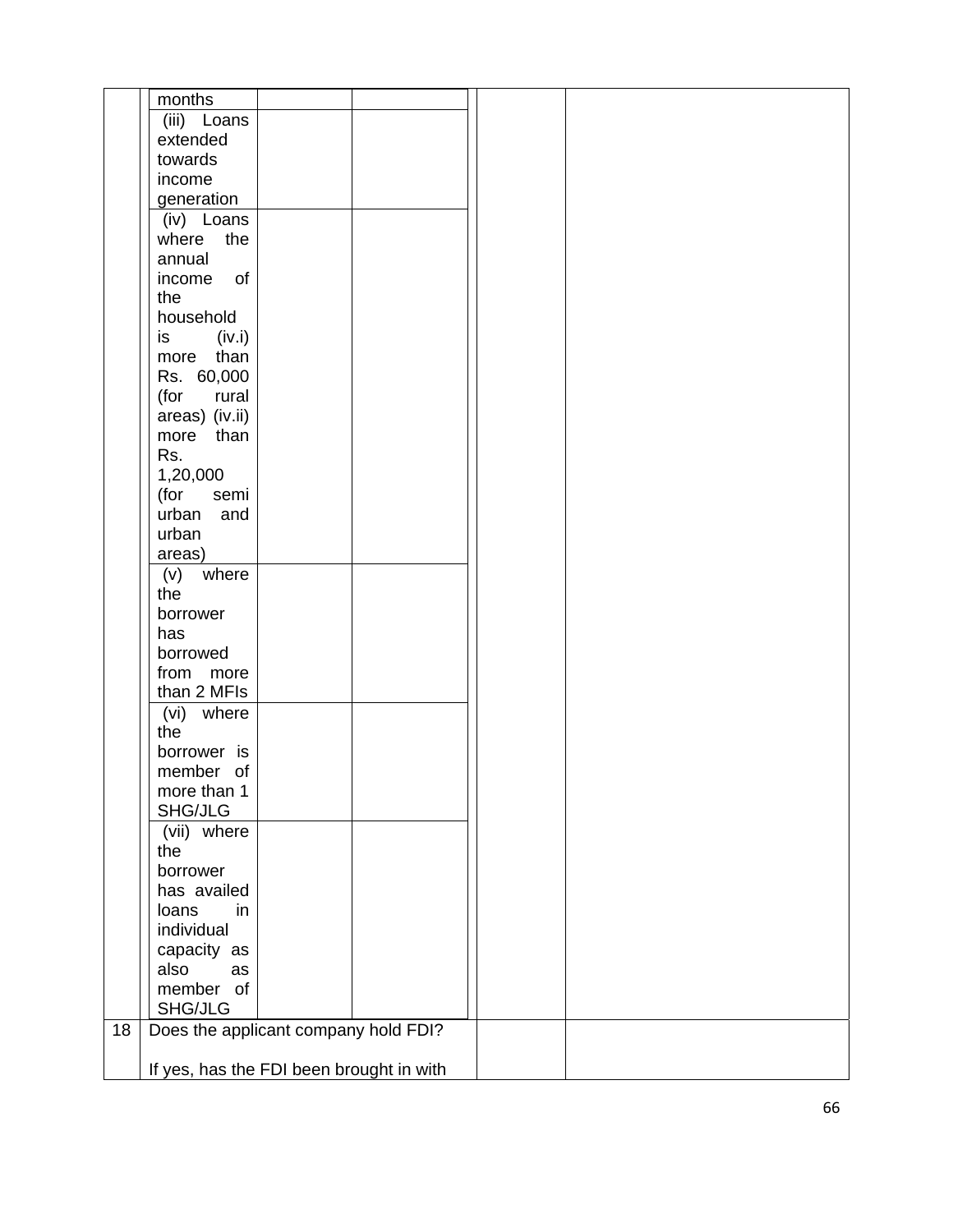| | | | | | |
|---|---|---|---|---|---|
| | months | | | | |
| | (iii) Loans extended towards income generation | | | | |
| | (iv) Loans where the annual income of the household is (iv.i) more than Rs. 60,000 (for rural areas) (iv.ii) more than Rs. 1,20,000 (for semi urban and urban areas) | | | | |
| | (v) where the borrower has borrowed from more than 2 MFIs | | | | |
| | (vi) where the borrower is member of more than 1 SHG/JLG | | | | |
| | (vii) where the borrower has availed loans in individual capacity as also as member of SHG/JLG | | | | |
| 18 | Does the applicant company hold FDI?<br><br>If yes, has the FDI been brought in with | | | | |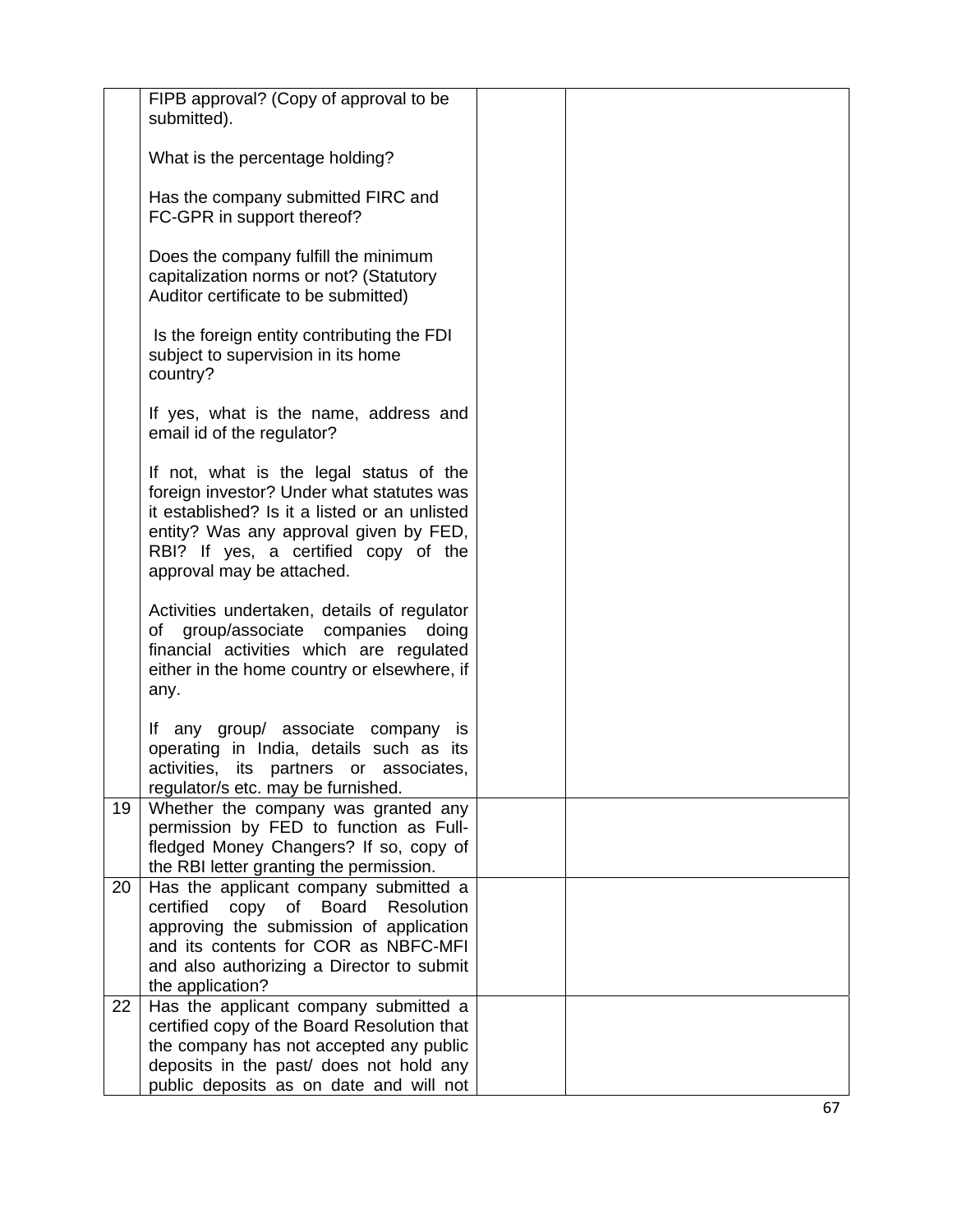| | | | |
|---|---|---|---|
| | FIPB approval? (Copy of approval to be submitted).<br><br>What is the percentage holding?<br><br>Has the company submitted FIRC and FC-GPR in support thereof?<br><br>Does the company fulfill the minimum capitalization norms or not? (Statutory Auditor certificate to be submitted)<br><br>Is the foreign entity contributing the FDI subject to supervision in its home country?<br><br>If yes, what is the name, address and email id of the regulator?<br><br>If not, what is the legal status of the foreign investor? Under what statutes was it established? Is it a listed or an unlisted entity? Was any approval given by FED, RBI? If yes, a certified copy of the approval may be attached.<br><br>Activities undertaken, details of regulator of group/associate companies doing financial activities which are regulated either in the home country or elsewhere, if any.<br><br>If any group/ associate company is operating in India, details such as its activities, its partners or associates, regulator/s etc. may be furnished. | | |
| 19 | Whether the company was granted any permission by FED to function as Full-fledged Money Changers? If so, copy of the RBI letter granting the permission. | | |
| 20 | Has the applicant company submitted a certified copy of Board Resolution approving the submission of application and its contents for COR as NBFC-MFI and also authorizing a Director to submit the application? | | |
| 22 | Has the applicant company submitted a certified copy of the Board Resolution that the company has not accepted any public deposits in the past/ does not hold any public deposits as on date and will not | | |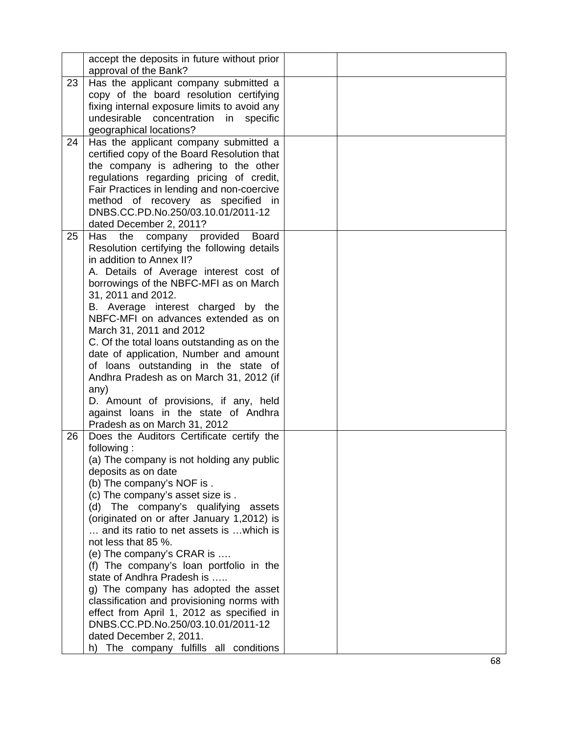| | | | |
|---|---|---|---|
| | accept the deposits in future without prior approval of the Bank? | | |
| 23 | Has the applicant company submitted a copy of the board resolution certifying fixing internal exposure limits to avoid any undesirable concentration in specific geographical locations? | | |
| 24 | Has the applicant company submitted a certified copy of the Board Resolution that the company is adhering to the other regulations regarding pricing of credit, Fair Practices in lending and non-coercive method of recovery as specified in DNBS.CC.PD.No.250/03.10.01/2011-12 dated December 2, 2011? | | |
| 25 | Has the company provided Board Resolution certifying the following details in addition to Annex II?<br>A. Details of Average interest cost of borrowings of the NBFC-MFI as on March 31, 2011 and 2012.<br>B. Average interest charged by the NBFC-MFI on advances extended as on March 31, 2011 and 2012<br>C. Of the total loans outstanding as on the date of application, Number and amount of loans outstanding in the state of Andhra Pradesh as on March 31, 2012 (if any)<br>D. Amount of provisions, if any, held against loans in the state of Andhra Pradesh as on March 31, 2012 | | |
| 26 | Does the Auditors Certificate certify the following :<br>(a) The company is not holding any public deposits as on date<br>(b) The company's NOF is .<br>(c) The company's asset size is .<br>(d) The company's qualifying assets (originated on or after January 1,2012) is … and its ratio to net assets is …which is not less that 85 %.<br>(e) The company's CRAR is ….<br>(f) The company's loan portfolio in the state of Andhra Pradesh is …..<br>g) The company has adopted the asset classification and provisioning norms with effect from April 1, 2012 as specified in DNBS.CC.PD.No.250/03.10.01/2011-12 dated December 2, 2011.<br>h) The company fulfills all conditions | | |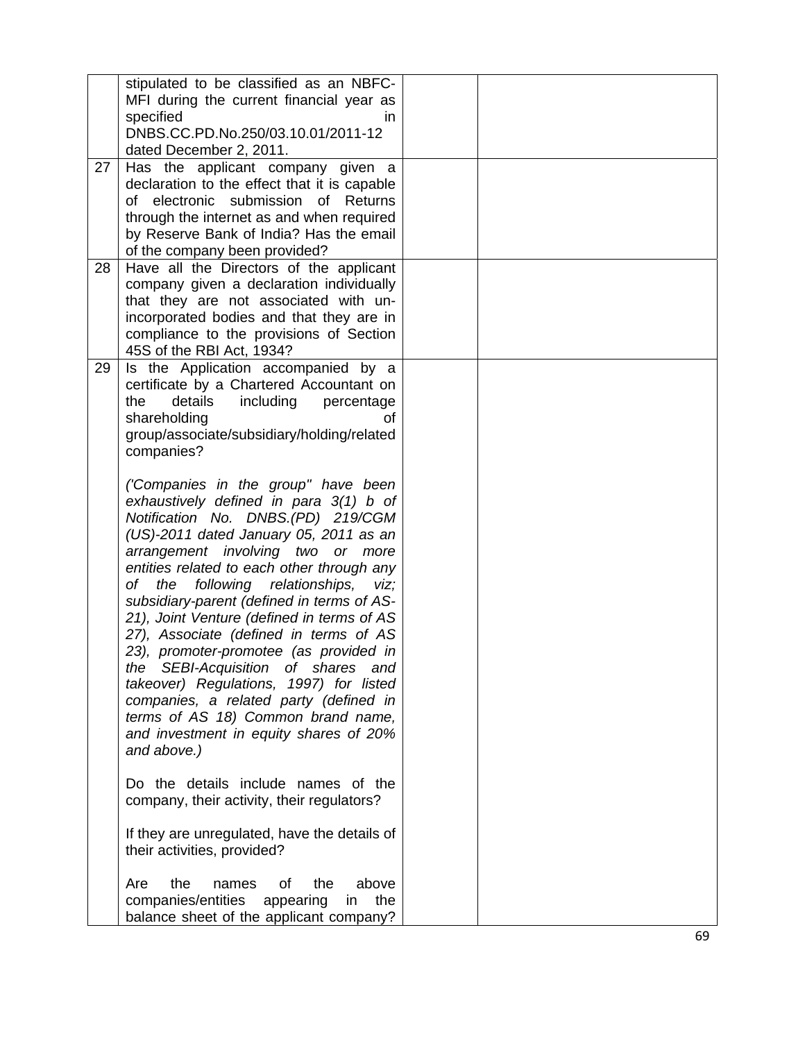| | | | |
|---|---|---|---|
| | stipulated to be classified as an NBFC-MFI during the current financial year as specified in DNBS.CC.PD.No.250/03.10.01/2011-12 dated December 2, 2011. | | |
| 27 | Has the applicant company given a declaration to the effect that it is capable of electronic submission of Returns through the internet as and when required by Reserve Bank of India? Has the email of the company been provided? | | |
| 28 | Have all the Directors of the applicant company given a declaration individually that they are not associated with un-incorporated bodies and that they are in compliance to the provisions of Section 45S of the RBI Act, 1934? | | |
| 29 | Is the Application accompanied by a certificate by a Chartered Accountant on the details including percentage shareholding of group/associate/subsidiary/holding/related companies?<br><br>*('Companies in the group" have been exhaustively defined in para 3(1) b of Notification No. DNBS.(PD) 219/CGM (US)-2011 dated January 05, 2011 as an arrangement involving two or more entities related to each other through any of the following relationships, viz; subsidiary-parent (defined in terms of AS-21), Joint Venture (defined in terms of AS 27), Associate (defined in terms of AS 23), promoter-promotee (as provided in the SEBI-Acquisition of shares and takeover) Regulations, 1997) for listed companies, a related party (defined in terms of AS 18) Common brand name, and investment in equity shares of 20% and above.)*<br><br>Do the details include names of the company, their activity, their regulators?<br><br>If they are unregulated, have the details of their activities, provided?<br><br>Are the names of the above companies/entities appearing in the balance sheet of the applicant company? | | |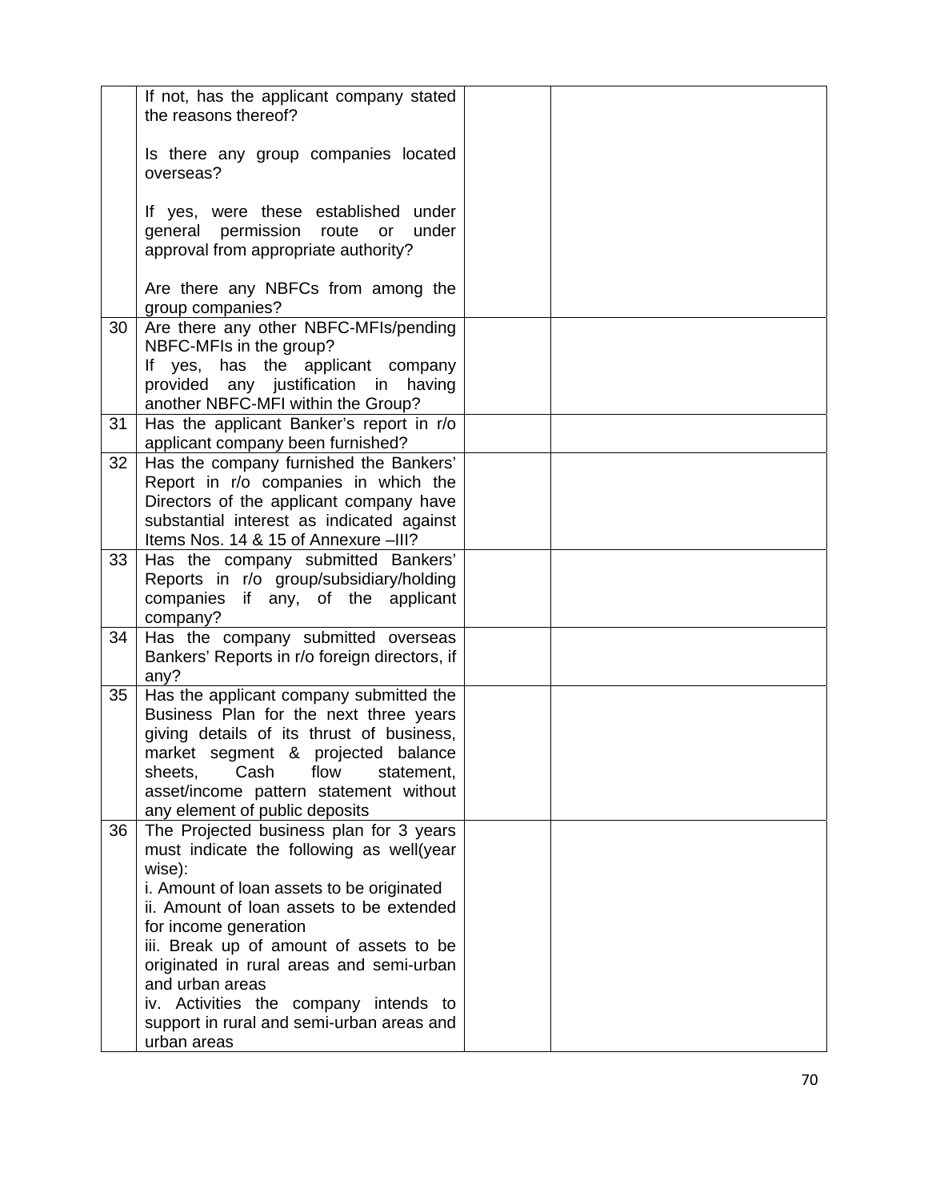| | | | |
|---|---|---|---|
| | If not, has the applicant company stated the reasons thereof?<br><br>Is there any group companies located overseas?<br><br>If yes, were these established under general permission route or under approval from appropriate authority?<br><br>Are there any NBFCs from among the group companies? | | |
| 30 | Are there any other NBFC-MFIs/pending NBFC-MFIs in the group?<br>If yes, has the applicant company provided any justification in having another NBFC-MFI within the Group? | | |
| 31 | Has the applicant Banker's report in r/o applicant company been furnished? | | |
| 32 | Has the company furnished the Bankers' Report in r/o companies in which the Directors of the applicant company have substantial interest as indicated against Items Nos. 14 & 15 of Annexure –III? | | |
| 33 | Has the company submitted Bankers' Reports in r/o group/subsidiary/holding companies if any, of the applicant company? | | |
| 34 | Has the company submitted overseas Bankers' Reports in r/o foreign directors, if any? | | |
| 35 | Has the applicant company submitted the Business Plan for the next three years giving details of its thrust of business, market segment & projected balance sheets, Cash flow statement, asset/income pattern statement without any element of public deposits | | |
| 36 | The Projected business plan for 3 years must indicate the following as well(year wise):<br>i. Amount of loan assets to be originated<br>ii. Amount of loan assets to be extended for income generation<br>iii. Break up of amount of assets to be originated in rural areas and semi-urban and urban areas<br>iv. Activities the company intends to support in rural and semi-urban areas and urban areas | | |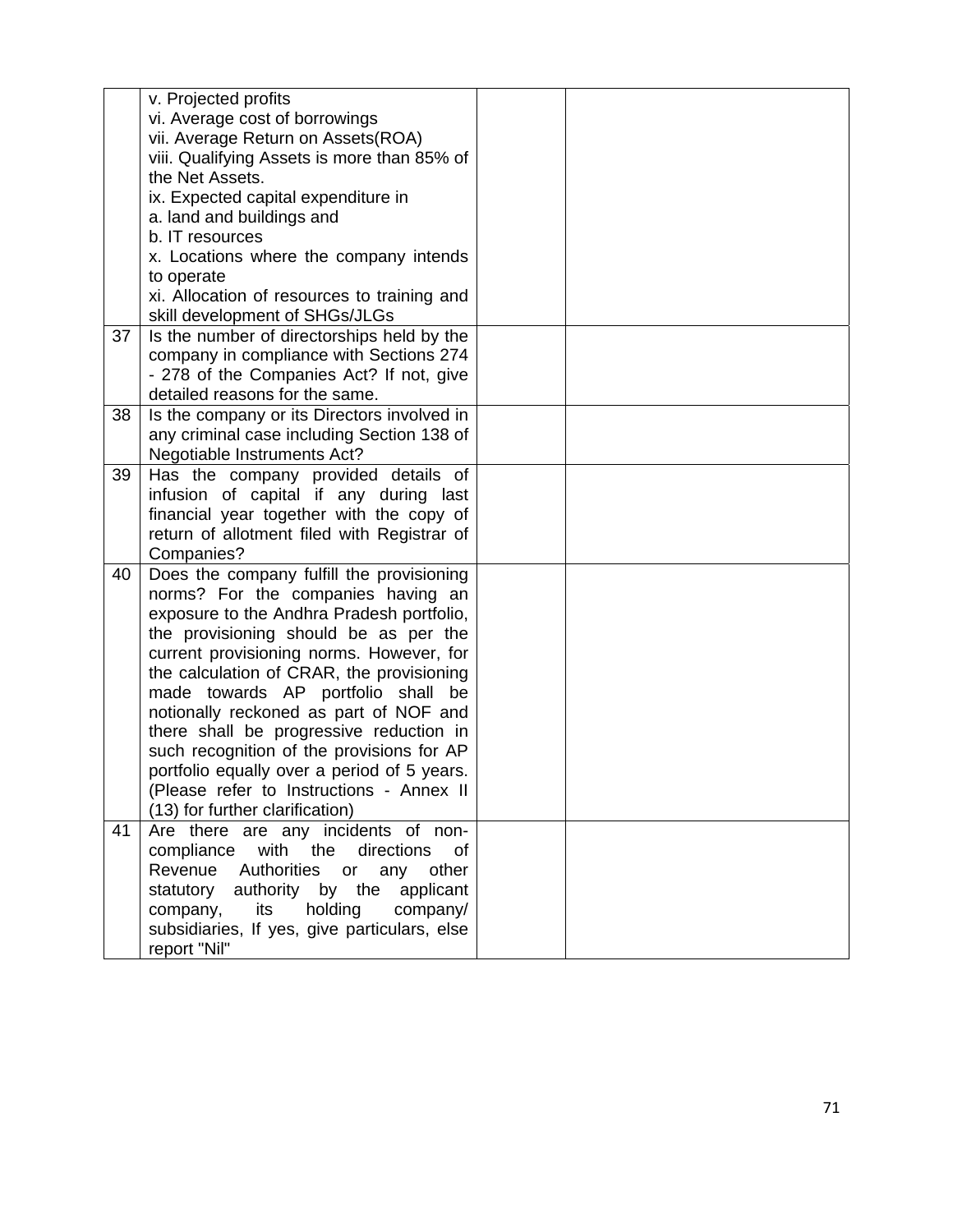| | | | |
|---|---|---|---|
| | v. Projected profits<br>vi. Average cost of borrowings<br>vii. Average Return on Assets(ROA)<br>viii. Qualifying Assets is more than 85% of the Net Assets.<br>ix. Expected capital expenditure in<br>a. land and buildings and<br>b. IT resources<br>x. Locations where the company intends to operate<br>xi. Allocation of resources to training and skill development of SHGs/JLGs | | |
| 37 | Is the number of directorships held by the company in compliance with Sections 274 - 278 of the Companies Act? If not, give detailed reasons for the same. | | |
| 38 | Is the company or its Directors involved in any criminal case including Section 138 of Negotiable Instruments Act? | | |
| 39 | Has the company provided details of infusion of capital if any during last financial year together with the copy of return of allotment filed with Registrar of Companies? | | |
| 40 | Does the company fulfill the provisioning norms? For the companies having an exposure to the Andhra Pradesh portfolio, the provisioning should be as per the current provisioning norms. However, for the calculation of CRAR, the provisioning made towards AP portfolio shall be notionally reckoned as part of NOF and there shall be progressive reduction in such recognition of the provisions for AP portfolio equally over a period of 5 years. (Please refer to Instructions - Annex II (13) for further clarification) | | |
| 41 | Are there are any incidents of non-compliance with the directions of Revenue Authorities or any other statutory authority by the applicant company, its holding company/ subsidiaries, If yes, give particulars, else report "Nil" | | |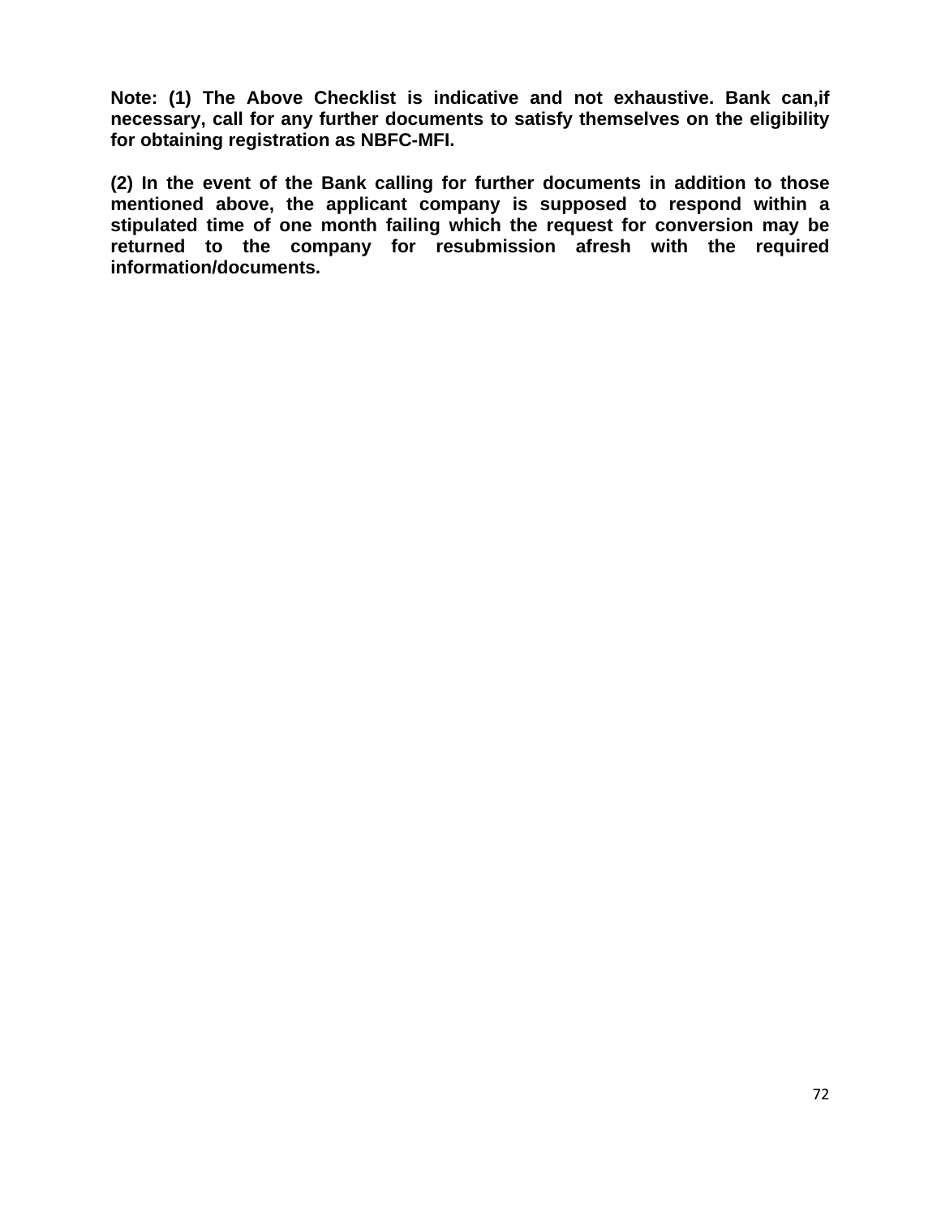**Note: (1) The Above Checklist is indicative and not exhaustive. Bank can,if necessary, call for any further documents to satisfy themselves on the eligibility for obtaining registration as NBFC-MFI.**

**(2) In the event of the Bank calling for further documents in addition to those mentioned above, the applicant company is supposed to respond within a stipulated time of one month failing which the request for conversion may be returned to the company for resubmission afresh with the required information/documents.**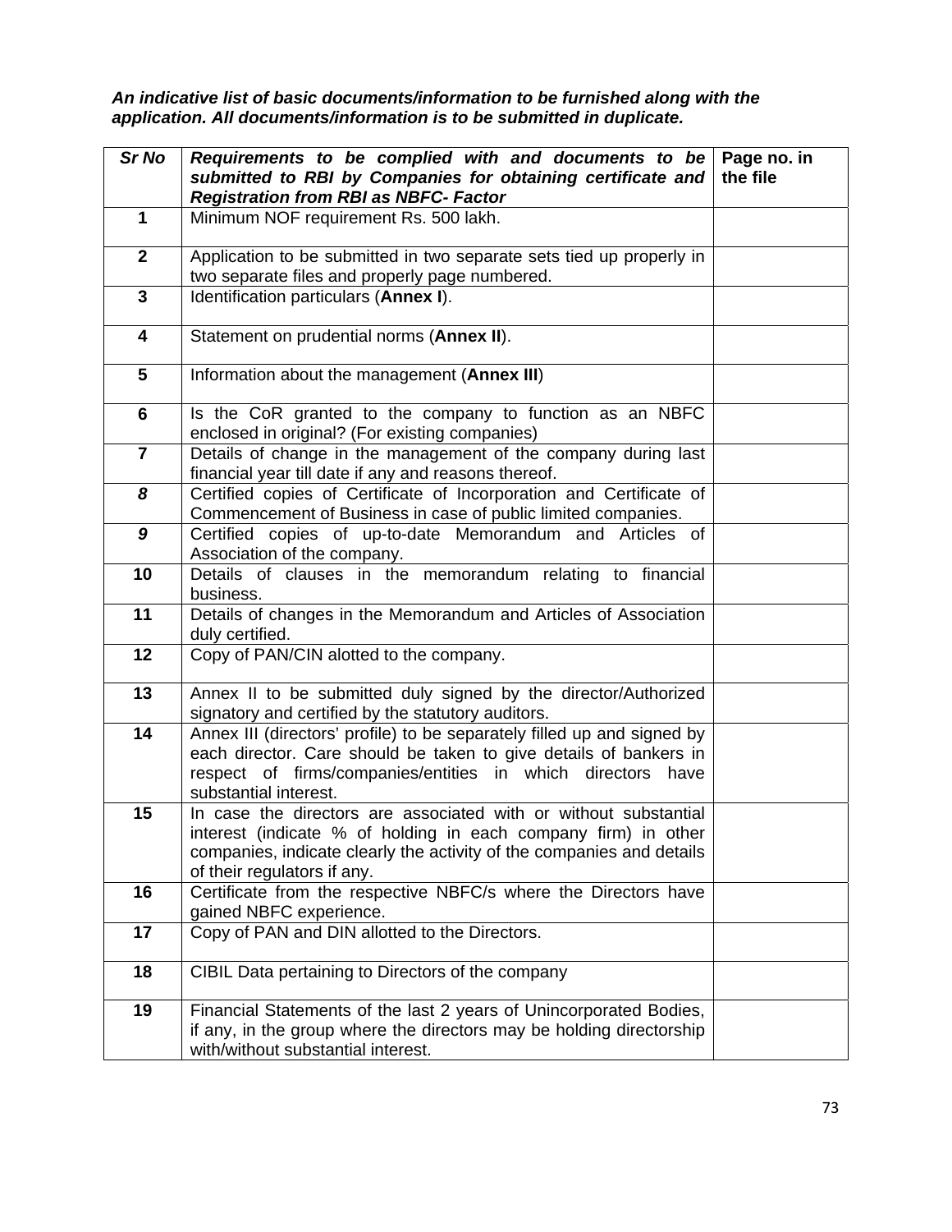***An indicative list of basic documents/information to be furnished along with the application. All documents/information is to be submitted in duplicate.***

| ***Sr No*** | ***Requirements to be complied with and documents to be submitted to RBI by Companies for obtaining certificate and Registration from RBI as NBFC- Factor*** | **Page no. in the file** |
|---|---|---|
| **1** | Minimum NOF requirement Rs. 500 lakh. | |
| **2** | Application to be submitted in two separate sets tied up properly in two separate files and properly page numbered. | |
| **3** | Identification particulars (**Annex I**). | |
| **4** | Statement on prudential norms (**Annex II**). | |
| **5** | Information about the management (**Annex III**) | |
| **6** | Is the CoR granted to the company to function as an NBFC enclosed in original? (For existing companies) | |
| **7** | Details of change in the management of the company during last financial year till date if any and reasons thereof. | |
| ***8*** | Certified copies of Certificate of Incorporation and Certificate of Commencement of Business in case of public limited companies. | |
| ***9*** | Certified copies of up-to-date Memorandum and Articles of Association of the company. | |
| **10** | Details of clauses in the memorandum relating to financial business. | |
| **11** | Details of changes in the Memorandum and Articles of Association duly certified. | |
| **12** | Copy of PAN/CIN alotted to the company. | |
| **13** | Annex II to be submitted duly signed by the director/Authorized signatory and certified by the statutory auditors. | |
| **14** | Annex III (directors' profile) to be separately filled up and signed by each director. Care should be taken to give details of bankers in respect of firms/companies/entities in which directors have substantial interest. | |
| **15** | In case the directors are associated with or without substantial interest (indicate % of holding in each company firm) in other companies, indicate clearly the activity of the companies and details of their regulators if any. | |
| **16** | Certificate from the respective NBFC/s where the Directors have gained NBFC experience. | |
| **17** | Copy of PAN and DIN allotted to the Directors. | |
| **18** | CIBIL Data pertaining to Directors of the company | |
| **19** | Financial Statements of the last 2 years of Unincorporated Bodies, if any, in the group where the directors may be holding directorship with/without substantial interest. | |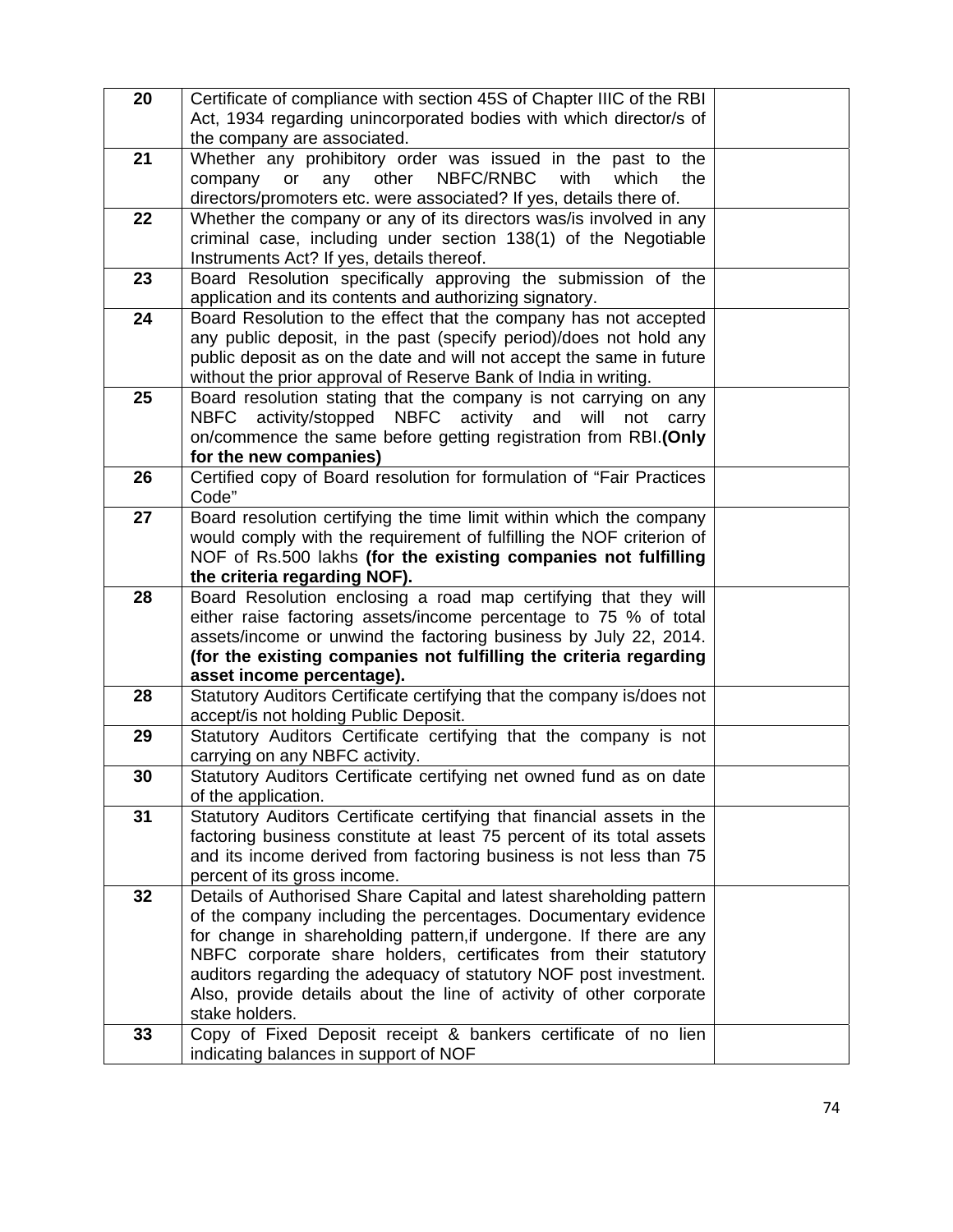| | | |
|---|---|---|
| **20** | Certificate of compliance with section 45S of Chapter IIIC of the RBI Act, 1934 regarding unincorporated bodies with which director/s of the company are associated. | |
| **21** | Whether any prohibitory order was issued in the past to the company or any other NBFC/RNBC with which the directors/promoters etc. were associated? If yes, details there of. | |
| **22** | Whether the company or any of its directors was/is involved in any criminal case, including under section 138(1) of the Negotiable Instruments Act? If yes, details thereof. | |
| **23** | Board Resolution specifically approving the submission of the application and its contents and authorizing signatory. | |
| **24** | Board Resolution to the effect that the company has not accepted any public deposit, in the past (specify period)/does not hold any public deposit as on the date and will not accept the same in future without the prior approval of Reserve Bank of India in writing. | |
| **25** | Board resolution stating that the company is not carrying on any NBFC activity/stopped NBFC activity and will not carry on/commence the same before getting registration from RBI.**(Only for the new companies)** | |
| **26** | Certified copy of Board resolution for formulation of "Fair Practices Code" | |
| **27** | Board resolution certifying the time limit within which the company would comply with the requirement of fulfilling the NOF criterion of NOF of Rs.500 lakhs **(for the existing companies not fulfilling the criteria regarding NOF).** | |
| **28** | Board Resolution enclosing a road map certifying that they will either raise factoring assets/income percentage to 75 % of total assets/income or unwind the factoring business by July 22, 2014. **(for the existing companies not fulfilling the criteria regarding asset income percentage).** | |
| **28** | Statutory Auditors Certificate certifying that the company is/does not accept/is not holding Public Deposit. | |
| **29** | Statutory Auditors Certificate certifying that the company is not carrying on any NBFC activity. | |
| **30** | Statutory Auditors Certificate certifying net owned fund as on date of the application. | |
| **31** | Statutory Auditors Certificate certifying that financial assets in the factoring business constitute at least 75 percent of its total assets and its income derived from factoring business is not less than 75 percent of its gross income. | |
| **32** | Details of Authorised Share Capital and latest shareholding pattern of the company including the percentages. Documentary evidence for change in shareholding pattern,if undergone. If there are any NBFC corporate share holders, certificates from their statutory auditors regarding the adequacy of statutory NOF post investment. Also, provide details about the line of activity of other corporate stake holders. | |
| **33** | Copy of Fixed Deposit receipt & bankers certificate of no lien indicating balances in support of NOF | |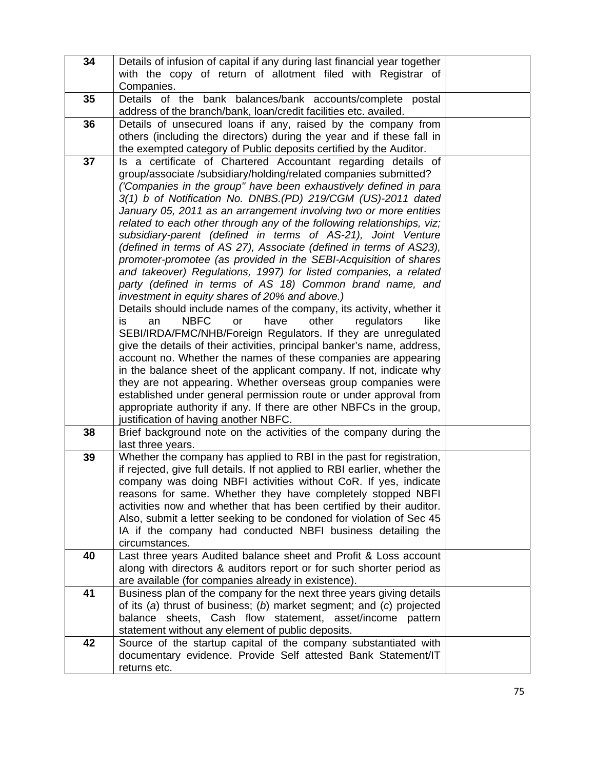| 34 | Details of infusion of capital if any during last financial year together with the copy of return of allotment filed with Registrar of Companies. | |
|---|---|---|
| 35 | Details of the bank balances/bank accounts/complete postal address of the branch/bank, loan/credit facilities etc. availed. | |
| 36 | Details of unsecured loans if any, raised by the company from others (including the directors) during the year and if these fall in the exempted category of Public deposits certified by the Auditor. | |
| 37 | Is a certificate of Chartered Accountant regarding details of group/associate /subsidiary/holding/related companies submitted? *('Companies in the group" have been exhaustively defined in para 3(1) b of Notification No. DNBS.(PD) 219/CGM (US)-2011 dated January 05, 2011 as an arrangement involving two or more entities related to each other through any of the following relationships, viz; subsidiary-parent (defined in terms of AS-21), Joint Venture (defined in terms of AS 27), Associate (defined in terms of AS23), promoter-promotee (as provided in the SEBI-Acquisition of shares and takeover) Regulations, 1997) for listed companies, a related party (defined in terms of AS 18) Common brand name, and investment in equity shares of 20% and above.)* Details should include names of the company, its activity, whether it is an NBFC or have other regulators like SEBI/IRDA/FMC/NHB/Foreign Regulators. If they are unregulated give the details of their activities, principal banker's name, address, account no. Whether the names of these companies are appearing in the balance sheet of the applicant company. If not, indicate why they are not appearing. Whether overseas group companies were established under general permission route or under approval from appropriate authority if any. If there are other NBFCs in the group, justification of having another NBFC. | |
| 38 | Brief background note on the activities of the company during the last three years. | |
| 39 | Whether the company has applied to RBI in the past for registration, if rejected, give full details. If not applied to RBI earlier, whether the company was doing NBFI activities without CoR. If yes, indicate reasons for same. Whether they have completely stopped NBFI activities now and whether that has been certified by their auditor. Also, submit a letter seeking to be condoned for violation of Sec 45 IA if the company had conducted NBFI business detailing the circumstances. | |
| 40 | Last three years Audited balance sheet and Profit & Loss account along with directors & auditors report or for such shorter period as are available (for companies already in existence). | |
| 41 | Business plan of the company for the next three years giving details of its (*a*) thrust of business; (*b*) market segment; and (*c*) projected balance sheets, Cash flow statement, asset/income pattern statement without any element of public deposits. | |
| 42 | Source of the startup capital of the company substantiated with documentary evidence. Provide Self attested Bank Statement/IT returns etc. | |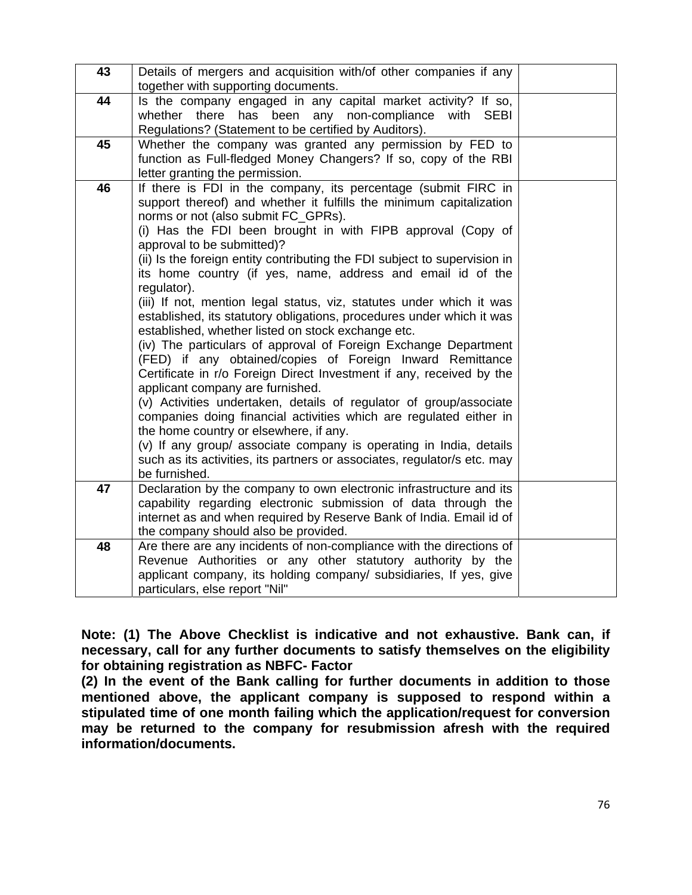| 43 | Details of mergers and acquisition with/of other companies if any together with supporting documents. | |
|---|---|---|
| 44 | Is the company engaged in any capital market activity? If so, whether there has been any non-compliance with SEBI Regulations? (Statement to be certified by Auditors). | |
| 45 | Whether the company was granted any permission by FED to function as Full-fledged Money Changers? If so, copy of the RBI letter granting the permission. | |
| 46 | If there is FDI in the company, its percentage (submit FIRC in support thereof) and whether it fulfills the minimum capitalization norms or not (also submit FC_GPRs).<br>(i) Has the FDI been brought in with FIPB approval (Copy of approval to be submitted)?<br>(ii) Is the foreign entity contributing the FDI subject to supervision in its home country (if yes, name, address and email id of the regulator).<br>(iii) If not, mention legal status, viz, statutes under which it was established, its statutory obligations, procedures under which it was established, whether listed on stock exchange etc.<br>(iv) The particulars of approval of Foreign Exchange Department (FED) if any obtained/copies of Foreign Inward Remittance Certificate in r/o Foreign Direct Investment if any, received by the applicant company are furnished.<br>(v) Activities undertaken, details of regulator of group/associate companies doing financial activities which are regulated either in the home country or elsewhere, if any.<br>(v) If any group/ associate company is operating in India, details such as its activities, its partners or associates, regulator/s etc. may be furnished. | |
| 47 | Declaration by the company to own electronic infrastructure and its capability regarding electronic submission of data through the internet as and when required by Reserve Bank of India. Email id of the company should also be provided. | |
| 48 | Are there are any incidents of non-compliance with the directions of Revenue Authorities or any other statutory authority by the applicant company, its holding company/ subsidiaries, If yes, give particulars, else report "Nil" | |

**Note: (1) The Above Checklist is indicative and not exhaustive. Bank can, if necessary, call for any further documents to satisfy themselves on the eligibility for obtaining registration as NBFC- Factor**

**(2) In the event of the Bank calling for further documents in addition to those mentioned above, the applicant company is supposed to respond within a stipulated time of one month failing which the application/request for conversion may be returned to the company for resubmission afresh with the required information/documents.**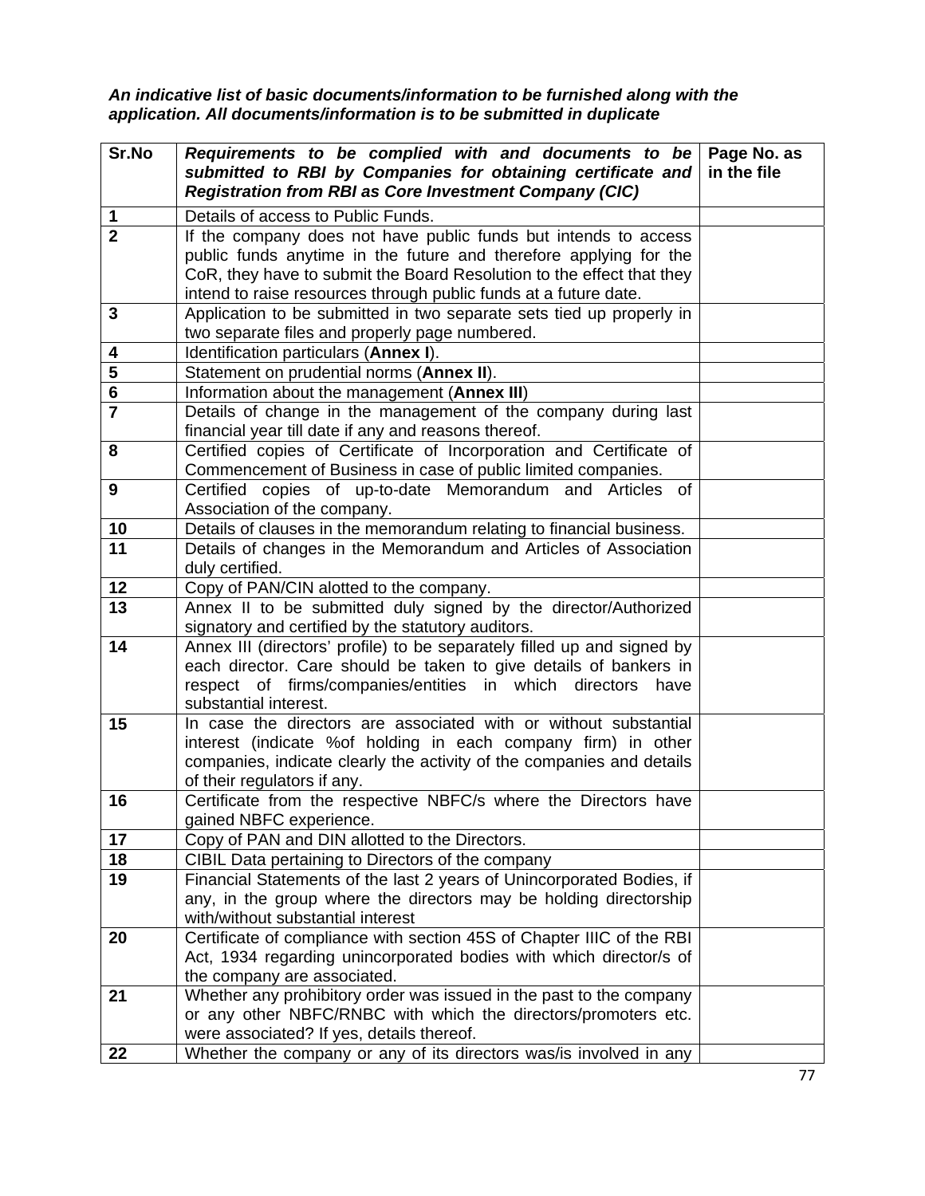***An indicative list of basic documents/information to be furnished along with the application. All documents/information is to be submitted in duplicate***

| Sr.No | ***Requirements to be complied with and documents to be submitted to RBI by Companies for obtaining certificate and Registration from RBI as Core Investment Company (CIC)*** | **Page No. as in the file** |
|---|---|---|
| **1** | Details of access to Public Funds. | |
| **2** | If the company does not have public funds but intends to access public funds anytime in the future and therefore applying for the CoR, they have to submit the Board Resolution to the effect that they intend to raise resources through public funds at a future date. | |
| **3** | Application to be submitted in two separate sets tied up properly in two separate files and properly page numbered. | |
| **4** | Identification particulars (**Annex I**). | |
| **5** | Statement on prudential norms (**Annex II**). | |
| **6** | Information about the management (**Annex III**) | |
| **7** | Details of change in the management of the company during last financial year till date if any and reasons thereof. | |
| **8** | Certified copies of Certificate of Incorporation and Certificate of Commencement of Business in case of public limited companies. | |
| **9** | Certified copies of up-to-date Memorandum and Articles of Association of the company. | |
| **10** | Details of clauses in the memorandum relating to financial business. | |
| **11** | Details of changes in the Memorandum and Articles of Association duly certified. | |
| **12** | Copy of PAN/CIN alotted to the company. | |
| **13** | Annex II to be submitted duly signed by the director/Authorized signatory and certified by the statutory auditors. | |
| **14** | Annex III (directors' profile) to be separately filled up and signed by each director. Care should be taken to give details of bankers in respect of firms/companies/entities in which directors have substantial interest. | |
| **15** | In case the directors are associated with or without substantial interest (indicate %of holding in each company firm) in other companies, indicate clearly the activity of the companies and details of their regulators if any. | |
| **16** | Certificate from the respective NBFC/s where the Directors have gained NBFC experience. | |
| **17** | Copy of PAN and DIN allotted to the Directors. | |
| **18** | CIBIL Data pertaining to Directors of the company | |
| **19** | Financial Statements of the last 2 years of Unincorporated Bodies, if any, in the group where the directors may be holding directorship with/without substantial interest | |
| **20** | Certificate of compliance with section 45S of Chapter IIIC of the RBI Act, 1934 regarding unincorporated bodies with which director/s of the company are associated. | |
| **21** | Whether any prohibitory order was issued in the past to the company or any other NBFC/RNBC with which the directors/promoters etc. were associated? If yes, details thereof. | |
| **22** | Whether the company or any of its directors was/is involved in any | |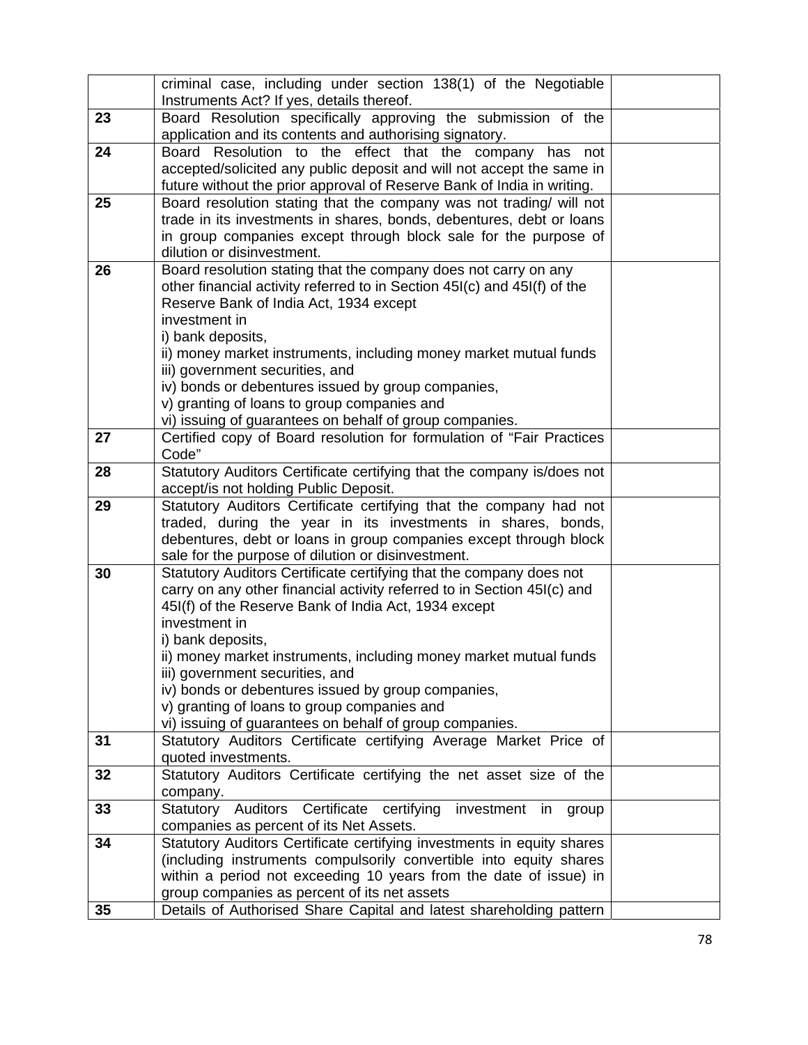| | | |
|---|---|---|
| | criminal case, including under section 138(1) of the Negotiable Instruments Act? If yes, details thereof. | |
| **23** | Board Resolution specifically approving the submission of the application and its contents and authorising signatory. | |
| **24** | Board Resolution to the effect that the company has not accepted/solicited any public deposit and will not accept the same in future without the prior approval of Reserve Bank of India in writing. | |
| **25** | Board resolution stating that the company was not trading/ will not trade in its investments in shares, bonds, debentures, debt or loans in group companies except through block sale for the purpose of dilution or disinvestment. | |
| **26** | Board resolution stating that the company does not carry on any other financial activity referred to in Section 45I(c) and 45I(f) of the Reserve Bank of India Act, 1934 except investment in<br>i) bank deposits,<br>ii) money market instruments, including money market mutual funds<br>iii) government securities, and<br>iv) bonds or debentures issued by group companies,<br>v) granting of loans to group companies and<br>vi) issuing of guarantees on behalf of group companies. | |
| **27** | Certified copy of Board resolution for formulation of "Fair Practices Code" | |
| **28** | Statutory Auditors Certificate certifying that the company is/does not accept/is not holding Public Deposit. | |
| **29** | Statutory Auditors Certificate certifying that the company had not traded, during the year in its investments in shares, bonds, debentures, debt or loans in group companies except through block sale for the purpose of dilution or disinvestment. | |
| **30** | Statutory Auditors Certificate certifying that the company does not carry on any other financial activity referred to in Section 45I(c) and 45I(f) of the Reserve Bank of India Act, 1934 except investment in<br>i) bank deposits,<br>ii) money market instruments, including money market mutual funds<br>iii) government securities, and<br>iv) bonds or debentures issued by group companies,<br>v) granting of loans to group companies and<br>vi) issuing of guarantees on behalf of group companies. | |
| **31** | Statutory Auditors Certificate certifying Average Market Price of quoted investments. | |
| **32** | Statutory Auditors Certificate certifying the net asset size of the company. | |
| **33** | Statutory Auditors Certificate certifying investment in group companies as percent of its Net Assets. | |
| **34** | Statutory Auditors Certificate certifying investments in equity shares (including instruments compulsorily convertible into equity shares within a period not exceeding 10 years from the date of issue) in group companies as percent of its net assets | |
| **35** | Details of Authorised Share Capital and latest shareholding pattern | |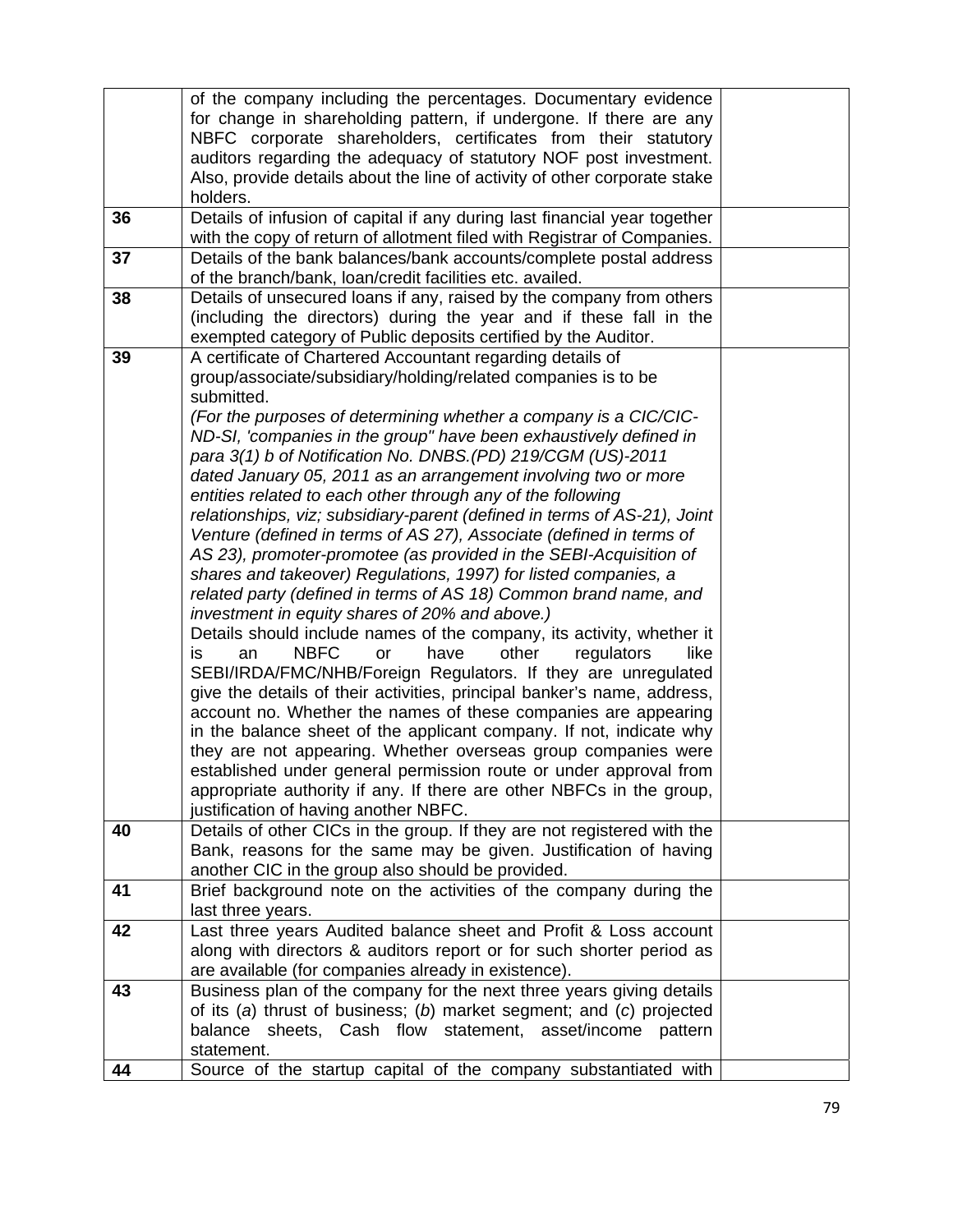| | | |
|---|---|---|
| | of the company including the percentages. Documentary evidence for change in shareholding pattern, if undergone. If there are any NBFC corporate shareholders, certificates from their statutory auditors regarding the adequacy of statutory NOF post investment. Also, provide details about the line of activity of other corporate stake holders. | |
| **36** | Details of infusion of capital if any during last financial year together with the copy of return of allotment filed with Registrar of Companies. | |
| **37** | Details of the bank balances/bank accounts/complete postal address of the branch/bank, loan/credit facilities etc. availed. | |
| **38** | Details of unsecured loans if any, raised by the company from others (including the directors) during the year and if these fall in the exempted category of Public deposits certified by the Auditor. | |
| **39** | A certificate of Chartered Accountant regarding details of group/associate/subsidiary/holding/related companies is to be submitted.<br>*(For the purposes of determining whether a company is a CIC/CIC-ND-SI, 'companies in the group" have been exhaustively defined in para 3(1) b of Notification No. DNBS.(PD) 219/CGM (US)-2011 dated January 05, 2011 as an arrangement involving two or more entities related to each other through any of the following relationships, viz; subsidiary-parent (defined in terms of AS-21), Joint Venture (defined in terms of AS 27), Associate (defined in terms of AS 23), promoter-promotee (as provided in the SEBI-Acquisition of shares and takeover) Regulations, 1997) for listed companies, a related party (defined in terms of AS 18) Common brand name, and investment in equity shares of 20% and above.)*<br>Details should include names of the company, its activity, whether it is an NBFC or have other regulators like SEBI/IRDA/FMC/NHB/Foreign Regulators. If they are unregulated give the details of their activities, principal banker's name, address, account no. Whether the names of these companies are appearing in the balance sheet of the applicant company. If not, indicate why they are not appearing. Whether overseas group companies were established under general permission route or under approval from appropriate authority if any. If there are other NBFCs in the group, justification of having another NBFC. | |
| **40** | Details of other CICs in the group. If they are not registered with the Bank, reasons for the same may be given. Justification of having another CIC in the group also should be provided. | |
| **41** | Brief background note on the activities of the company during the last three years. | |
| **42** | Last three years Audited balance sheet and Profit & Loss account along with directors & auditors report or for such shorter period as are available (for companies already in existence). | |
| **43** | Business plan of the company for the next three years giving details of its (*a*) thrust of business; (*b*) market segment; and (*c*) projected balance sheets, Cash flow statement, asset/income pattern statement. | |
| **44** | Source of the startup capital of the company substantiated with | |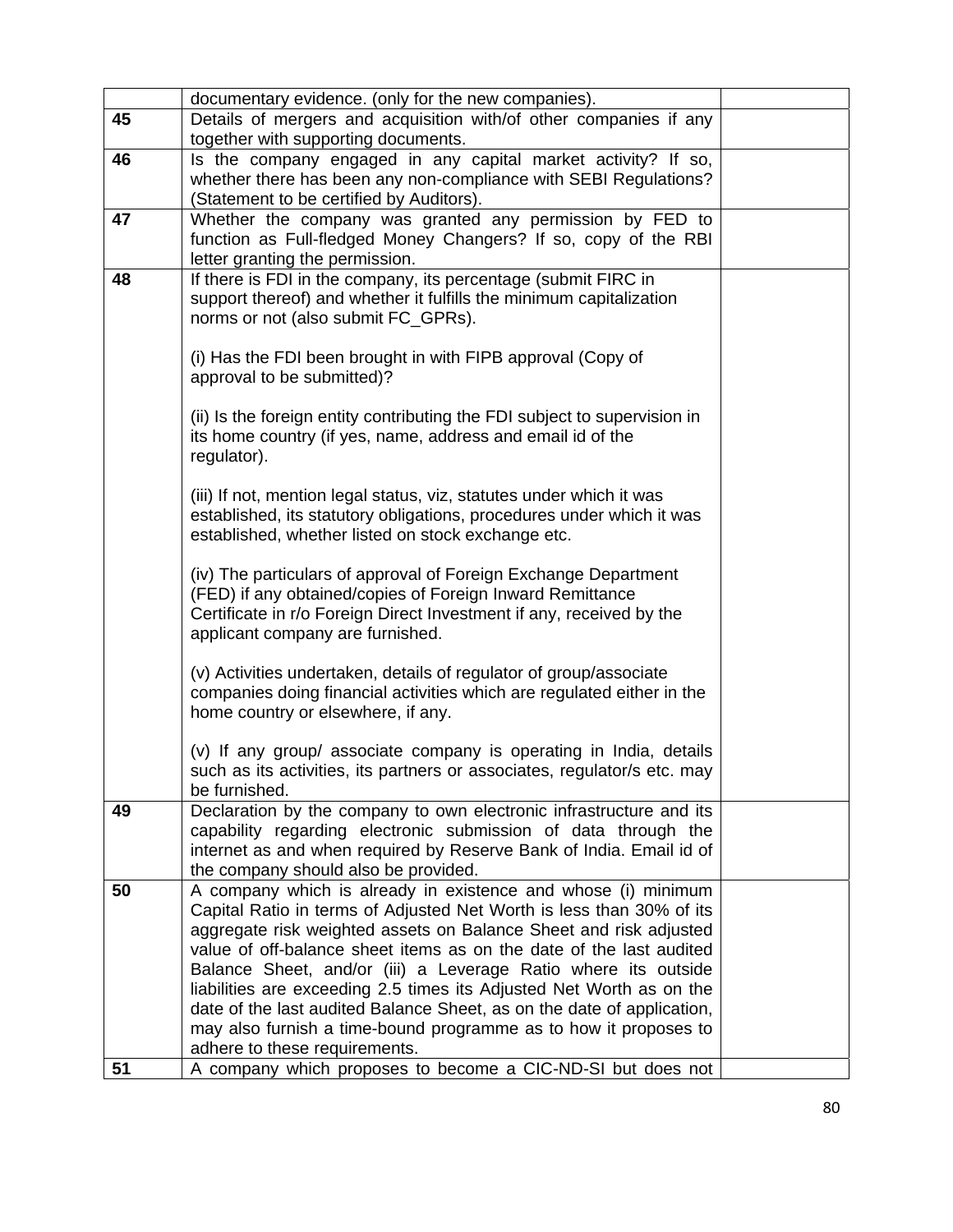| | | |
|---|---|---|
| | documentary evidence. (only for the new companies). | |
| **45** | Details of mergers and acquisition with/of other companies if any together with supporting documents. | |
| **46** | Is the company engaged in any capital market activity? If so, whether there has been any non-compliance with SEBI Regulations? (Statement to be certified by Auditors). | |
| **47** | Whether the company was granted any permission by FED to function as Full-fledged Money Changers? If so, copy of the RBI letter granting the permission. | |
| **48** | If there is FDI in the company, its percentage (submit FIRC in support thereof) and whether it fulfills the minimum capitalization norms or not (also submit FC_GPRs).<br><br>(i) Has the FDI been brought in with FIPB approval (Copy of approval to be submitted)?<br><br>(ii) Is the foreign entity contributing the FDI subject to supervision in its home country (if yes, name, address and email id of the regulator).<br><br>(iii) If not, mention legal status, viz, statutes under which it was established, its statutory obligations, procedures under which it was established, whether listed on stock exchange etc.<br><br>(iv) The particulars of approval of Foreign Exchange Department (FED) if any obtained/copies of Foreign Inward Remittance Certificate in r/o Foreign Direct Investment if any, received by the applicant company are furnished.<br><br>(v) Activities undertaken, details of regulator of group/associate companies doing financial activities which are regulated either in the home country or elsewhere, if any.<br><br>(v) If any group/ associate company is operating in India, details such as its activities, its partners or associates, regulator/s etc. may be furnished. | |
| **49** | Declaration by the company to own electronic infrastructure and its capability regarding electronic submission of data through the internet as and when required by Reserve Bank of India. Email id of the company should also be provided. | |
| **50** | A company which is already in existence and whose (i) minimum Capital Ratio in terms of Adjusted Net Worth is less than 30% of its aggregate risk weighted assets on Balance Sheet and risk adjusted value of off-balance sheet items as on the date of the last audited Balance Sheet, and/or (iii) a Leverage Ratio where its outside liabilities are exceeding 2.5 times its Adjusted Net Worth as on the date of the last audited Balance Sheet, as on the date of application, may also furnish a time-bound programme as to how it proposes to adhere to these requirements. | |
| **51** | A company which proposes to become a CIC-ND-SI but does not | |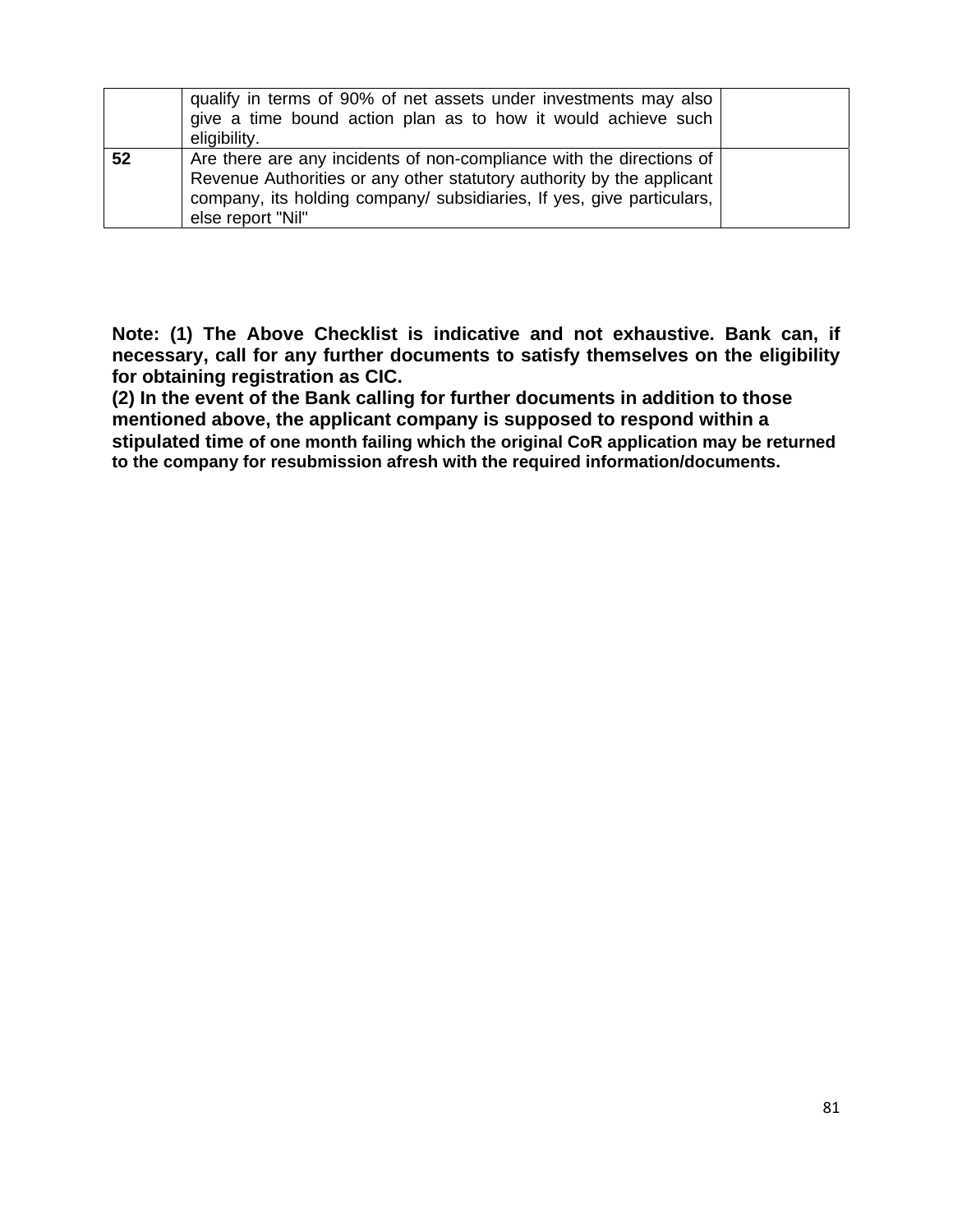| | | |
|---|---|---|
| | qualify in terms of 90% of net assets under investments may also give a time bound action plan as to how it would achieve such eligibility. | |
| **52** | Are there are any incidents of non-compliance with the directions of Revenue Authorities or any other statutory authority by the applicant company, its holding company/ subsidiaries, If yes, give particulars, else report "Nil" | |

**Note: (1) The Above Checklist is indicative and not exhaustive. Bank can, if necessary, call for any further documents to satisfy themselves on the eligibility for obtaining registration as CIC.**
**(2) In the event of the Bank calling for further documents in addition to those mentioned above, the applicant company is supposed to respond within a stipulated time of one month failing which the original CoR application may be returned to the company for resubmission afresh with the required information/documents.**